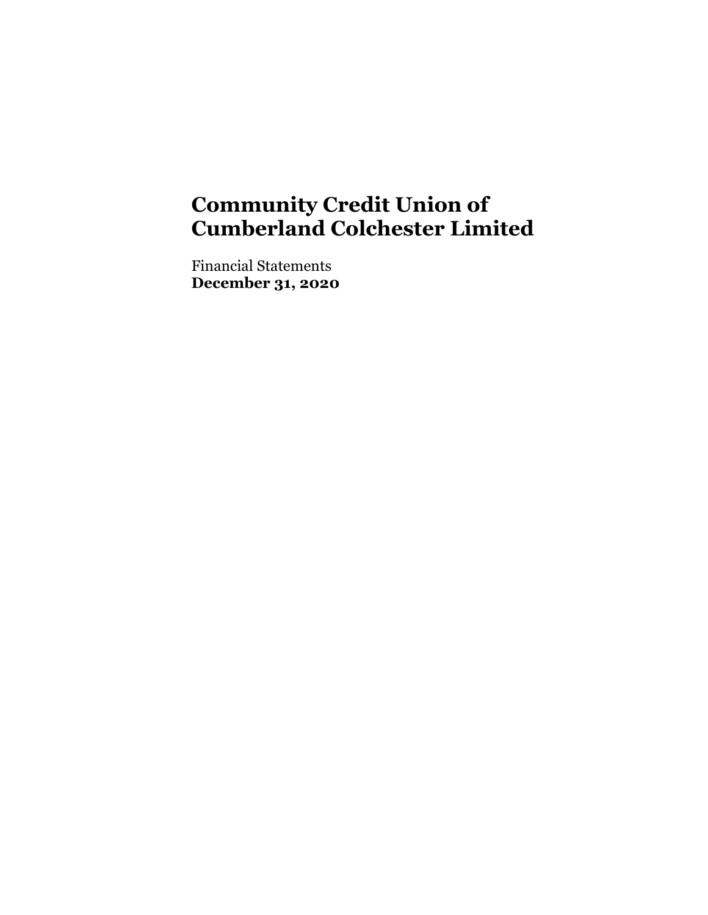# Community Credit Union of Cumberland Colchester Limited

Financial Statements
**December 31, 2020**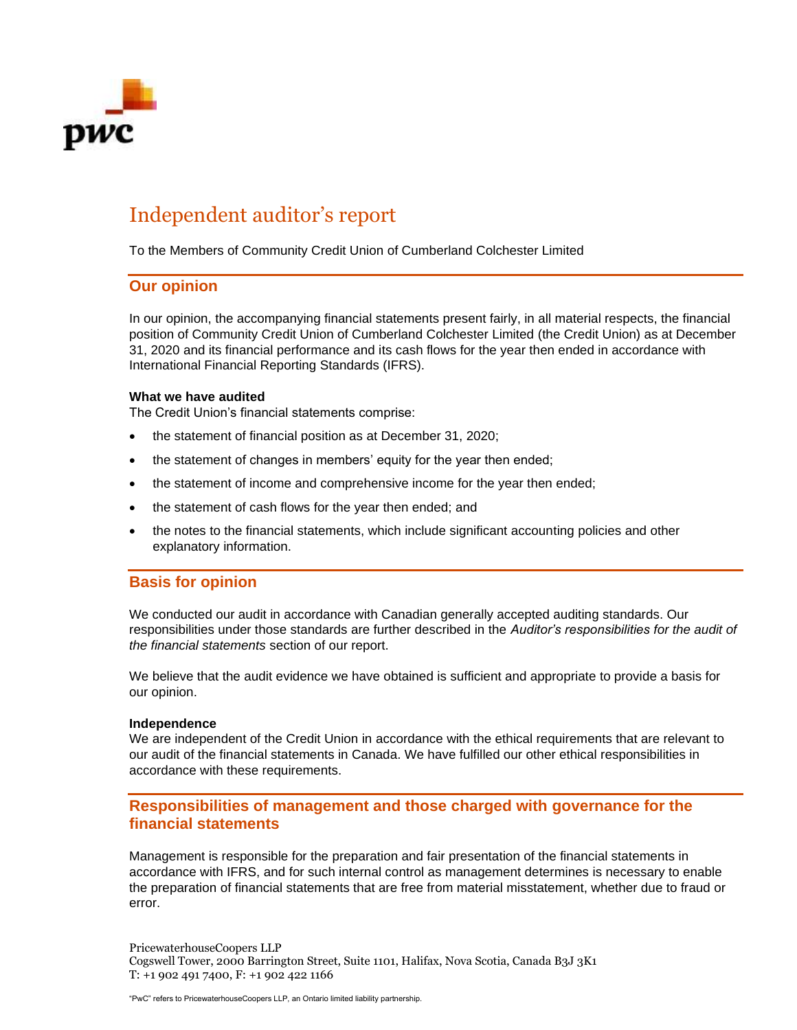# Independent auditor's report

To the Members of Community Credit Union of Cumberland Colchester Limited

## Our opinion

In our opinion, the accompanying financial statements present fairly, in all material respects, the financial position of Community Credit Union of Cumberland Colchester Limited (the Credit Union) as at December 31, 2020 and its financial performance and its cash flows for the year then ended in accordance with International Financial Reporting Standards (IFRS).

**What we have audited**

The Credit Union's financial statements comprise:

- the statement of financial position as at December 31, 2020;
- the statement of changes in members' equity for the year then ended;
- the statement of income and comprehensive income for the year then ended;
- the statement of cash flows for the year then ended; and
- the notes to the financial statements, which include significant accounting policies and other explanatory information.

## Basis for opinion

We conducted our audit in accordance with Canadian generally accepted auditing standards. Our responsibilities under those standards are further described in the *Auditor's responsibilities for the audit of the financial statements* section of our report.

We believe that the audit evidence we have obtained is sufficient and appropriate to provide a basis for our opinion.

**Independence**

We are independent of the Credit Union in accordance with the ethical requirements that are relevant to our audit of the financial statements in Canada. We have fulfilled our other ethical responsibilities in accordance with these requirements.

## Responsibilities of management and those charged with governance for the financial statements

Management is responsible for the preparation and fair presentation of the financial statements in accordance with IFRS, and for such internal control as management determines is necessary to enable the preparation of financial statements that are free from material misstatement, whether due to fraud or error.

PricewaterhouseCoopers LLP
Cogswell Tower, 2000 Barrington Street, Suite 1101, Halifax, Nova Scotia, Canada B3J 3K1
T: +1 902 491 7400, F: +1 902 422 1166

"PwC" refers to PricewaterhouseCoopers LLP, an Ontario limited liability partnership.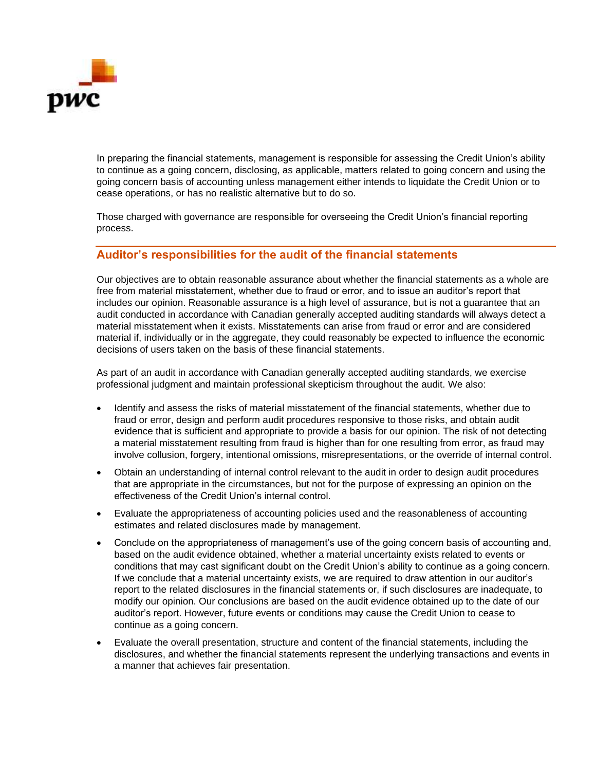In preparing the financial statements, management is responsible for assessing the Credit Union's ability to continue as a going concern, disclosing, as applicable, matters related to going concern and using the going concern basis of accounting unless management either intends to liquidate the Credit Union or to cease operations, or has no realistic alternative but to do so.

Those charged with governance are responsible for overseeing the Credit Union's financial reporting process.

## Auditor's responsibilities for the audit of the financial statements

Our objectives are to obtain reasonable assurance about whether the financial statements as a whole are free from material misstatement, whether due to fraud or error, and to issue an auditor's report that includes our opinion. Reasonable assurance is a high level of assurance, but is not a guarantee that an audit conducted in accordance with Canadian generally accepted auditing standards will always detect a material misstatement when it exists. Misstatements can arise from fraud or error and are considered material if, individually or in the aggregate, they could reasonably be expected to influence the economic decisions of users taken on the basis of these financial statements.

As part of an audit in accordance with Canadian generally accepted auditing standards, we exercise professional judgment and maintain professional skepticism throughout the audit. We also:

- Identify and assess the risks of material misstatement of the financial statements, whether due to fraud or error, design and perform audit procedures responsive to those risks, and obtain audit evidence that is sufficient and appropriate to provide a basis for our opinion. The risk of not detecting a material misstatement resulting from fraud is higher than for one resulting from error, as fraud may involve collusion, forgery, intentional omissions, misrepresentations, or the override of internal control.
- Obtain an understanding of internal control relevant to the audit in order to design audit procedures that are appropriate in the circumstances, but not for the purpose of expressing an opinion on the effectiveness of the Credit Union's internal control.
- Evaluate the appropriateness of accounting policies used and the reasonableness of accounting estimates and related disclosures made by management.
- Conclude on the appropriateness of management's use of the going concern basis of accounting and, based on the audit evidence obtained, whether a material uncertainty exists related to events or conditions that may cast significant doubt on the Credit Union's ability to continue as a going concern. If we conclude that a material uncertainty exists, we are required to draw attention in our auditor's report to the related disclosures in the financial statements or, if such disclosures are inadequate, to modify our opinion. Our conclusions are based on the audit evidence obtained up to the date of our auditor's report. However, future events or conditions may cause the Credit Union to cease to continue as a going concern.
- Evaluate the overall presentation, structure and content of the financial statements, including the disclosures, and whether the financial statements represent the underlying transactions and events in a manner that achieves fair presentation.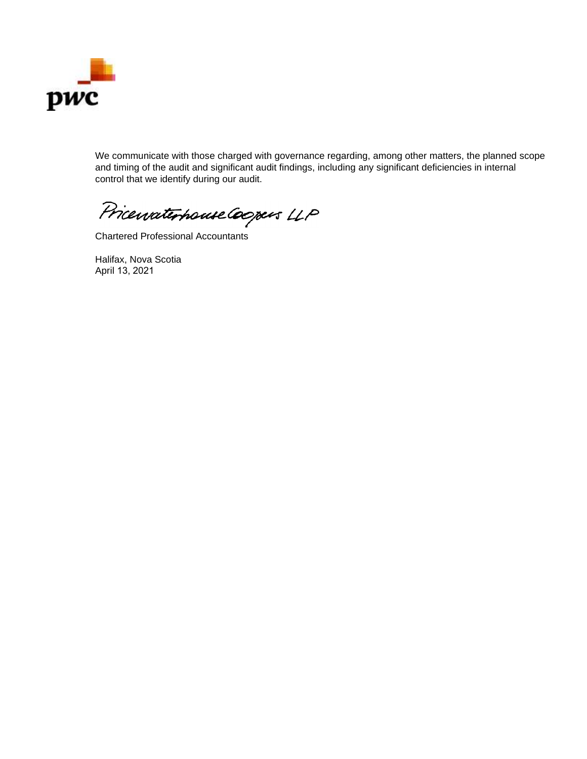We communicate with those charged with governance regarding, among other matters, the planned scope and timing of the audit and significant audit findings, including any significant deficiencies in internal control that we identify during our audit.

PricewaterhouseCoopers LLP

Chartered Professional Accountants

Halifax, Nova Scotia
April 13, 2021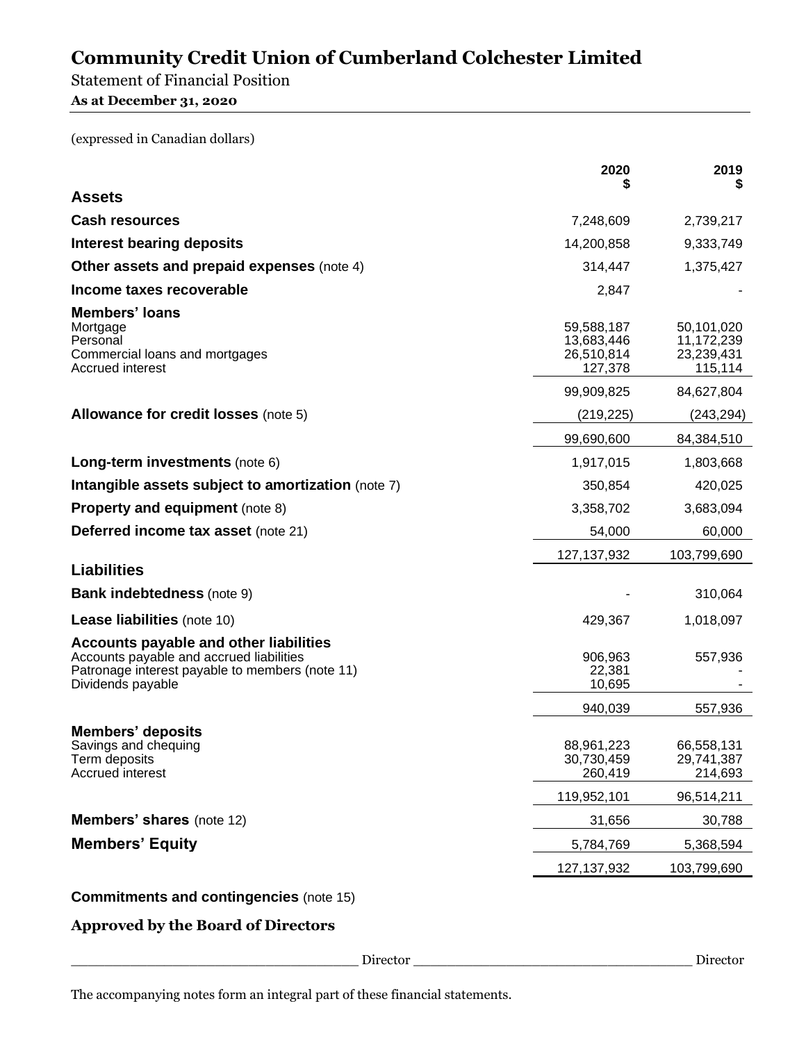# Community Credit Union of Cumberland Colchester Limited

Statement of Financial Position

**As at December 31, 2020**

(expressed in Canadian dollars)

| | 2020<br>$ | 2019<br>$ |
|---|---|---|
| **Assets** | | |
| **Cash resources** | 7,248,609 | 2,739,217 |
| **Interest bearing deposits** | 14,200,858 | 9,333,749 |
| **Other assets and prepaid expenses** (note 4) | 314,447 | 1,375,427 |
| **Income taxes recoverable** | 2,847 | - |
| **Members' loans** | | |
| Mortgage | 59,588,187 | 50,101,020 |
| Personal | 13,683,446 | 11,172,239 |
| Commercial loans and mortgages | 26,510,814 | 23,239,431 |
| Accrued interest | 127,378 | 115,114 |
| | 99,909,825 | 84,627,804 |
| **Allowance for credit losses** (note 5) | (219,225) | (243,294) |
| | 99,690,600 | 84,384,510 |
| **Long-term investments** (note 6) | 1,917,015 | 1,803,668 |
| **Intangible assets subject to amortization** (note 7) | 350,854 | 420,025 |
| **Property and equipment** (note 8) | 3,358,702 | 3,683,094 |
| **Deferred income tax asset** (note 21) | 54,000 | 60,000 |
| | 127,137,932 | 103,799,690 |
| **Liabilities** | | |
| **Bank indebtedness** (note 9) | - | 310,064 |
| **Lease liabilities** (note 10) | 429,367 | 1,018,097 |
| **Accounts payable and other liabilities** | | |
| Accounts payable and accrued liabilities | 906,963 | 557,936 |
| Patronage interest payable to members (note 11) | 22,381 | - |
| Dividends payable | 10,695 | - |
| | 940,039 | 557,936 |
| **Members' deposits** | | |
| Savings and chequing | 88,961,223 | 66,558,131 |
| Term deposits | 30,730,459 | 29,741,387 |
| Accrued interest | 260,419 | 214,693 |
| | 119,952,101 | 96,514,211 |
| **Members' shares** (note 12) | 31,656 | 30,788 |
| **Members' Equity** | 5,784,769 | 5,368,594 |
| | 127,137,932 | 103,799,690 |

**Commitments and contingencies** (note 15)

**Approved by the Board of Directors**

_________________________________ Director _________________________________ Director

The accompanying notes form an integral part of these financial statements.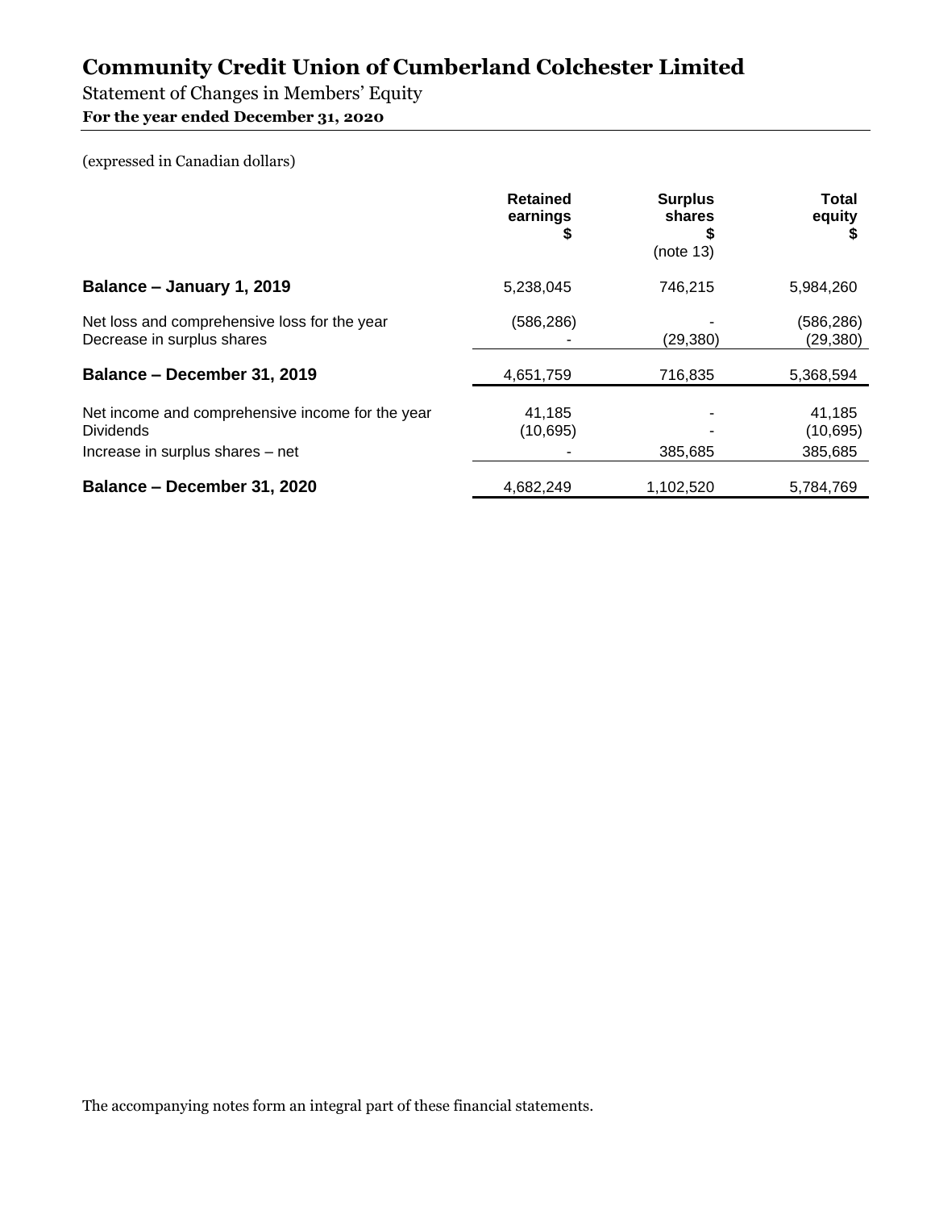# Community Credit Union of Cumberland Colchester Limited

Statement of Changes in Members' Equity

**For the year ended December 31, 2020**

(expressed in Canadian dollars)

| | Retained earnings $ | Surplus shares $ (note 13) | Total equity $ |
|---|---|---|---|
| **Balance – January 1, 2019** | 5,238,045 | 746,215 | 5,984,260 |
| Net loss and comprehensive loss for the year | (586,286) | - | (586,286) |
| Decrease in surplus shares | - | (29,380) | (29,380) |
| **Balance – December 31, 2019** | 4,651,759 | 716,835 | 5,368,594 |
| Net income and comprehensive income for the year | 41,185 | - | 41,185 |
| Dividends | (10,695) | - | (10,695) |
| Increase in surplus shares – net | - | 385,685 | 385,685 |
| **Balance – December 31, 2020** | 4,682,249 | 1,102,520 | 5,784,769 |

The accompanying notes form an integral part of these financial statements.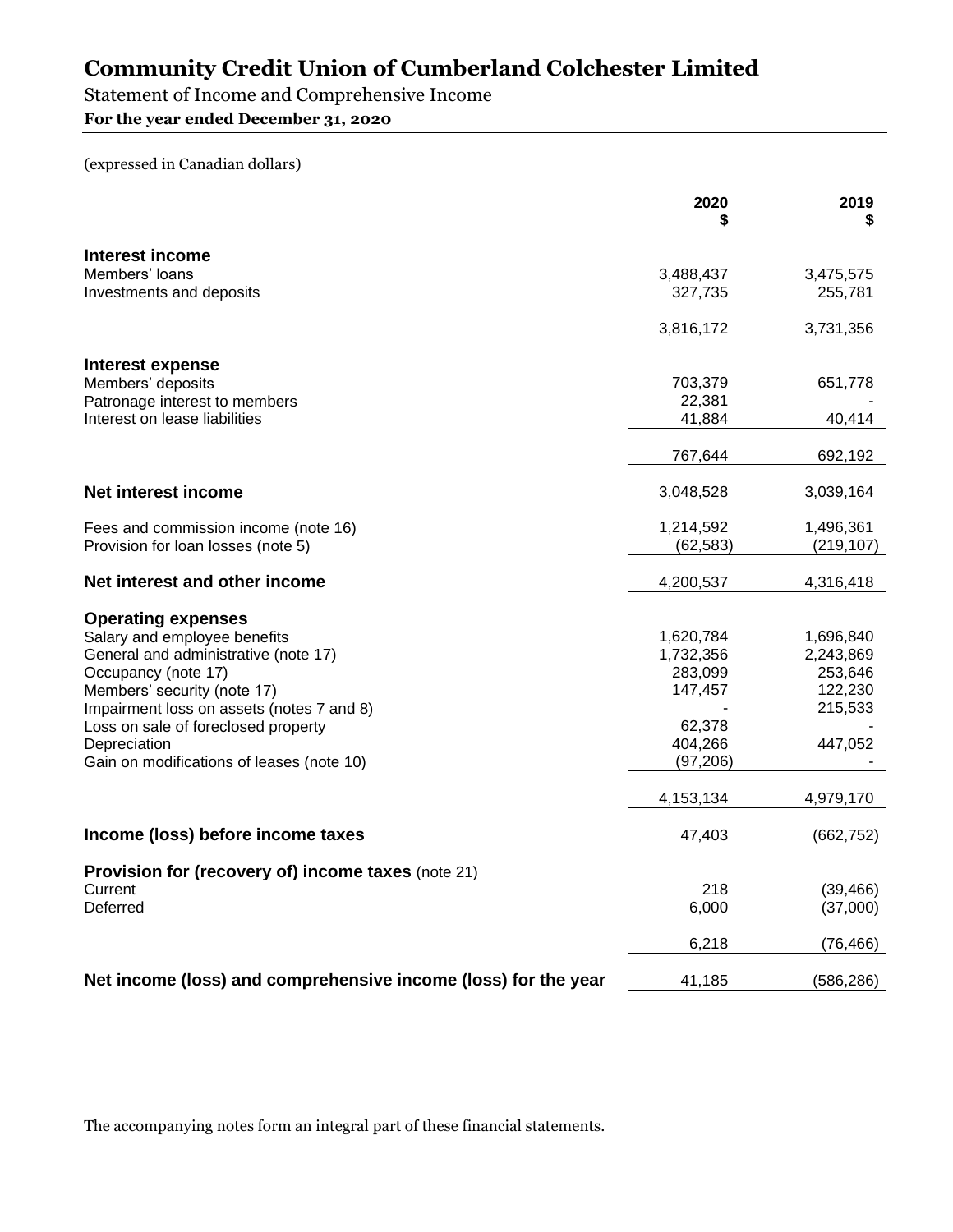# Community Credit Union of Cumberland Colchester Limited

Statement of Income and Comprehensive Income

**For the year ended December 31, 2020**

(expressed in Canadian dollars)

| | 2020 $ | 2019 $ |
|---|---|---|
| **Interest income** | | |
| Members' loans | 3,488,437 | 3,475,575 |
| Investments and deposits | 327,735 | 255,781 |
| | 3,816,172 | 3,731,356 |
| **Interest expense** | | |
| Members' deposits | 703,379 | 651,778 |
| Patronage interest to members | 22,381 | - |
| Interest on lease liabilities | 41,884 | 40,414 |
| | 767,644 | 692,192 |
| **Net interest income** | 3,048,528 | 3,039,164 |
| Fees and commission income (note 16) | 1,214,592 | 1,496,361 |
| Provision for loan losses (note 5) | (62,583) | (219,107) |
| **Net interest and other income** | 4,200,537 | 4,316,418 |
| **Operating expenses** | | |
| Salary and employee benefits | 1,620,784 | 1,696,840 |
| General and administrative (note 17) | 1,732,356 | 2,243,869 |
| Occupancy (note 17) | 283,099 | 253,646 |
| Members' security (note 17) | 147,457 | 122,230 |
| Impairment loss on assets (notes 7 and 8) | - | 215,533 |
| Loss on sale of foreclosed property | 62,378 | - |
| Depreciation | 404,266 | 447,052 |
| Gain on modifications of leases (note 10) | (97,206) | - |
| | 4,153,134 | 4,979,170 |
| **Income (loss) before income taxes** | 47,403 | (662,752) |
| **Provision for (recovery of) income taxes** (note 21) | | |
| Current | 218 | (39,466) |
| Deferred | 6,000 | (37,000) |
| | 6,218 | (76,466) |
| **Net income (loss) and comprehensive income (loss) for the year** | 41,185 | (586,286) |

The accompanying notes form an integral part of these financial statements.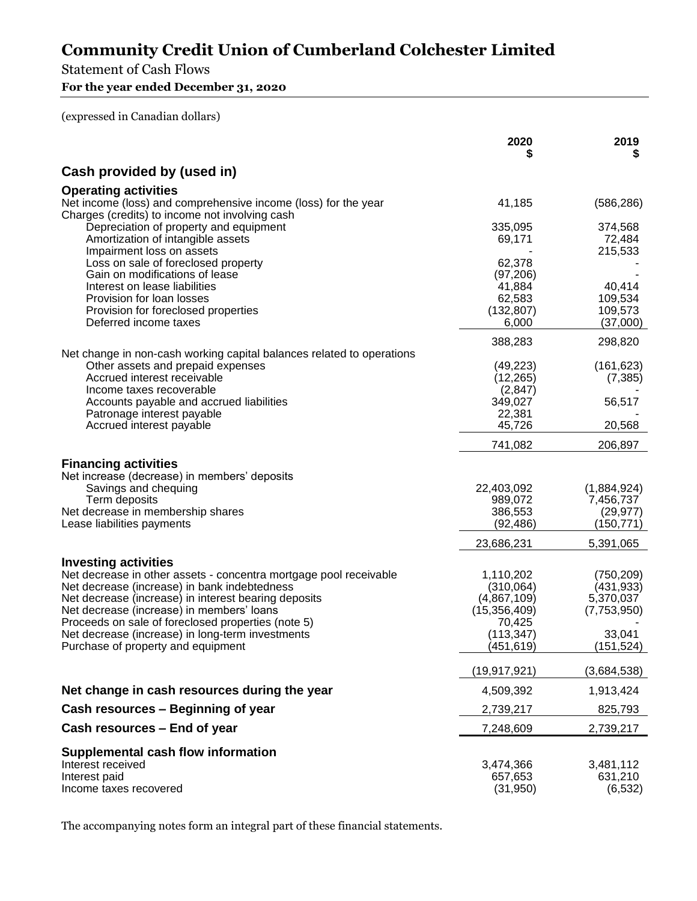# Community Credit Union of Cumberland Colchester Limited

Statement of Cash Flows

**For the year ended December 31, 2020**

(expressed in Canadian dollars)

| | 2020 $ | 2019 $ |
|---|---|---|
| **Cash provided by (used in)** | | |
| **Operating activities** | | |
| Net income (loss) and comprehensive income (loss) for the year | 41,185 | (586,286) |
| Charges (credits) to income not involving cash | | |
| Depreciation of property and equipment | 335,095 | 374,568 |
| Amortization of intangible assets | 69,171 | 72,484 |
| Impairment loss on assets | - | 215,533 |
| Loss on sale of foreclosed property | 62,378 | - |
| Gain on modifications of lease | (97,206) | - |
| Interest on lease liabilities | 41,884 | 40,414 |
| Provision for loan losses | 62,583 | 109,534 |
| Provision for foreclosed properties | (132,807) | 109,573 |
| Deferred income taxes | 6,000 | (37,000) |
| | 388,283 | 298,820 |
| Net change in non-cash working capital balances related to operations | | |
| Other assets and prepaid expenses | (49,223) | (161,623) |
| Accrued interest receivable | (12,265) | (7,385) |
| Income taxes recoverable | (2,847) | - |
| Accounts payable and accrued liabilities | 349,027 | 56,517 |
| Patronage interest payable | 22,381 | - |
| Accrued interest payable | 45,726 | 20,568 |
| | 741,082 | 206,897 |
| **Financing activities** | | |
| Net increase (decrease) in members' deposits | | |
| Savings and chequing | 22,403,092 | (1,884,924) |
| Term deposits | 989,072 | 7,456,737 |
| Net decrease in membership shares | 386,553 | (29,977) |
| Lease liabilities payments | (92,486) | (150,771) |
| | 23,686,231 | 5,391,065 |
| **Investing activities** | | |
| Net decrease in other assets - concentra mortgage pool receivable | 1,110,202 | (750,209) |
| Net decrease (increase) in bank indebtedness | (310,064) | (431,933) |
| Net decrease (increase) in interest bearing deposits | (4,867,109) | 5,370,037 |
| Net decrease (increase) in members' loans | (15,356,409) | (7,753,950) |
| Proceeds on sale of foreclosed properties (note 5) | 70,425 | - |
| Net decrease (increase) in long-term investments | (113,347) | 33,041 |
| Purchase of property and equipment | (451,619) | (151,524) |
| | (19,917,921) | (3,684,538) |
| **Net change in cash resources during the year** | 4,509,392 | 1,913,424 |
| **Cash resources – Beginning of year** | 2,739,217 | 825,793 |
| **Cash resources – End of year** | 7,248,609 | 2,739,217 |
| **Supplemental cash flow information** | | |
| Interest received | 3,474,366 | 3,481,112 |
| Interest paid | 657,653 | 631,210 |
| Income taxes recovered | (31,950) | (6,532) |

The accompanying notes form an integral part of these financial statements.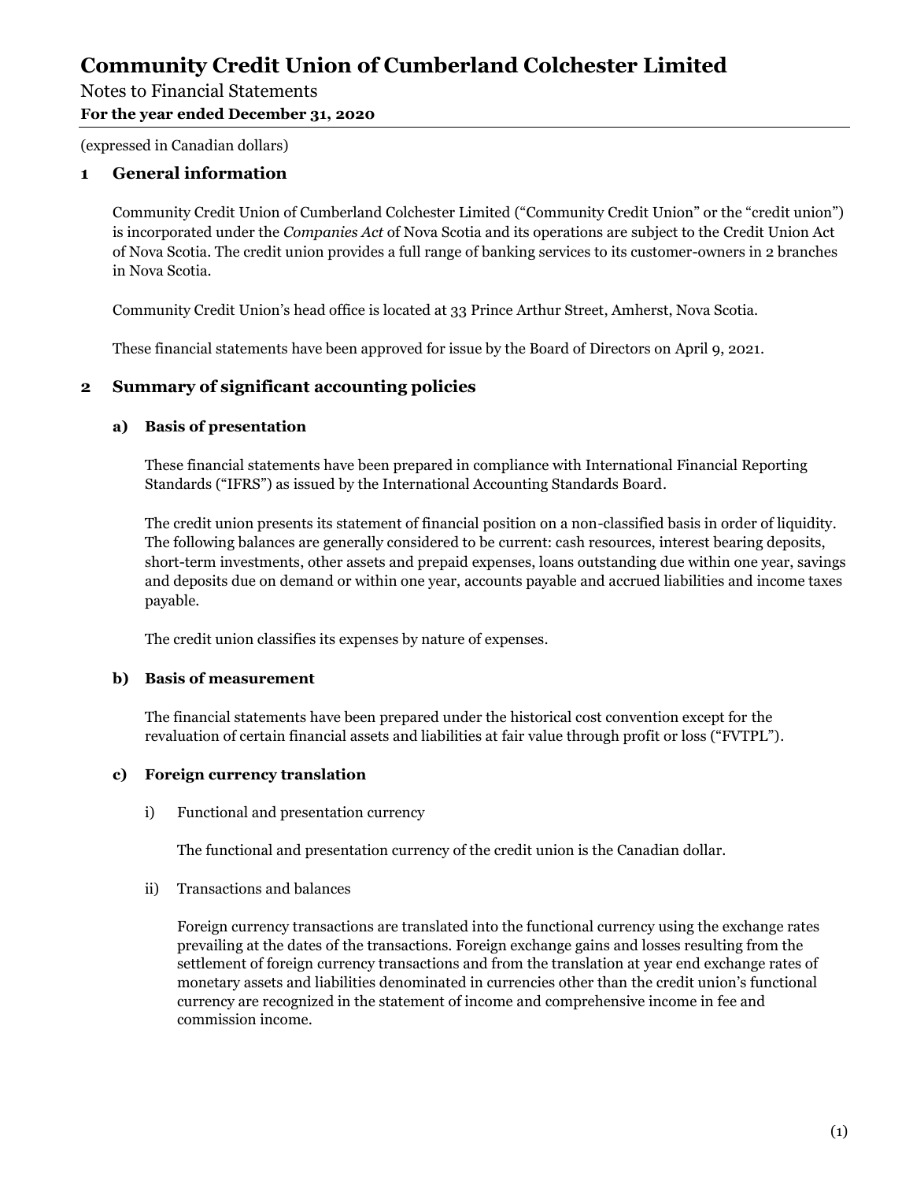# Community Credit Union of Cumberland Colchester Limited

Notes to Financial Statements

**For the year ended December 31, 2020**

(expressed in Canadian dollars)

## 1 General information

Community Credit Union of Cumberland Colchester Limited ("Community Credit Union" or the "credit union") is incorporated under the *Companies Act* of Nova Scotia and its operations are subject to the Credit Union Act of Nova Scotia. The credit union provides a full range of banking services to its customer-owners in 2 branches in Nova Scotia.

Community Credit Union's head office is located at 33 Prince Arthur Street, Amherst, Nova Scotia.

These financial statements have been approved for issue by the Board of Directors on April 9, 2021.

## 2 Summary of significant accounting policies

### a) Basis of presentation

These financial statements have been prepared in compliance with International Financial Reporting Standards ("IFRS") as issued by the International Accounting Standards Board.

The credit union presents its statement of financial position on a non-classified basis in order of liquidity. The following balances are generally considered to be current: cash resources, interest bearing deposits, short-term investments, other assets and prepaid expenses, loans outstanding due within one year, savings and deposits due on demand or within one year, accounts payable and accrued liabilities and income taxes payable.

The credit union classifies its expenses by nature of expenses.

### b) Basis of measurement

The financial statements have been prepared under the historical cost convention except for the revaluation of certain financial assets and liabilities at fair value through profit or loss ("FVTPL").

### c) Foreign currency translation

i) Functional and presentation currency

The functional and presentation currency of the credit union is the Canadian dollar.

ii) Transactions and balances

Foreign currency transactions are translated into the functional currency using the exchange rates prevailing at the dates of the transactions. Foreign exchange gains and losses resulting from the settlement of foreign currency transactions and from the translation at year end exchange rates of monetary assets and liabilities denominated in currencies other than the credit union's functional currency are recognized in the statement of income and comprehensive income in fee and commission income.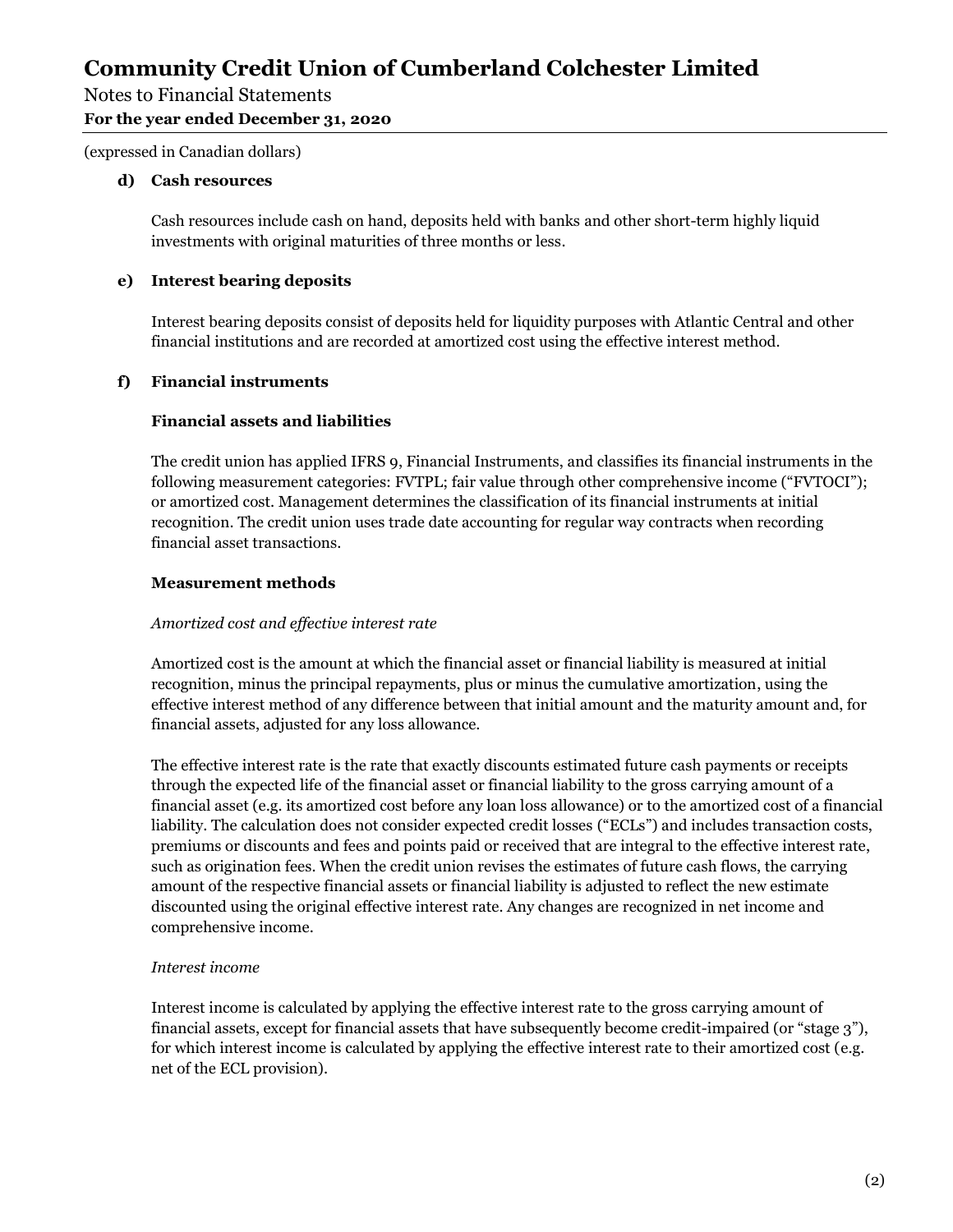(expressed in Canadian dollars)

**d) Cash resources**

Cash resources include cash on hand, deposits held with banks and other short-term highly liquid investments with original maturities of three months or less.

**e) Interest bearing deposits**

Interest bearing deposits consist of deposits held for liquidity purposes with Atlantic Central and other financial institutions and are recorded at amortized cost using the effective interest method.

**f) Financial instruments**

**Financial assets and liabilities**

The credit union has applied IFRS 9, Financial Instruments, and classifies its financial instruments in the following measurement categories: FVTPL; fair value through other comprehensive income ("FVTOCI"); or amortized cost. Management determines the classification of its financial instruments at initial recognition. The credit union uses trade date accounting for regular way contracts when recording financial asset transactions.

**Measurement methods**

*Amortized cost and effective interest rate*

Amortized cost is the amount at which the financial asset or financial liability is measured at initial recognition, minus the principal repayments, plus or minus the cumulative amortization, using the effective interest method of any difference between that initial amount and the maturity amount and, for financial assets, adjusted for any loss allowance.

The effective interest rate is the rate that exactly discounts estimated future cash payments or receipts through the expected life of the financial asset or financial liability to the gross carrying amount of a financial asset (e.g. its amortized cost before any loan loss allowance) or to the amortized cost of a financial liability. The calculation does not consider expected credit losses ("ECLs") and includes transaction costs, premiums or discounts and fees and points paid or received that are integral to the effective interest rate, such as origination fees. When the credit union revises the estimates of future cash flows, the carrying amount of the respective financial assets or financial liability is adjusted to reflect the new estimate discounted using the original effective interest rate. Any changes are recognized in net income and comprehensive income.

*Interest income*

Interest income is calculated by applying the effective interest rate to the gross carrying amount of financial assets, except for financial assets that have subsequently become credit-impaired (or "stage 3"), for which interest income is calculated by applying the effective interest rate to their amortized cost (e.g. net of the ECL provision).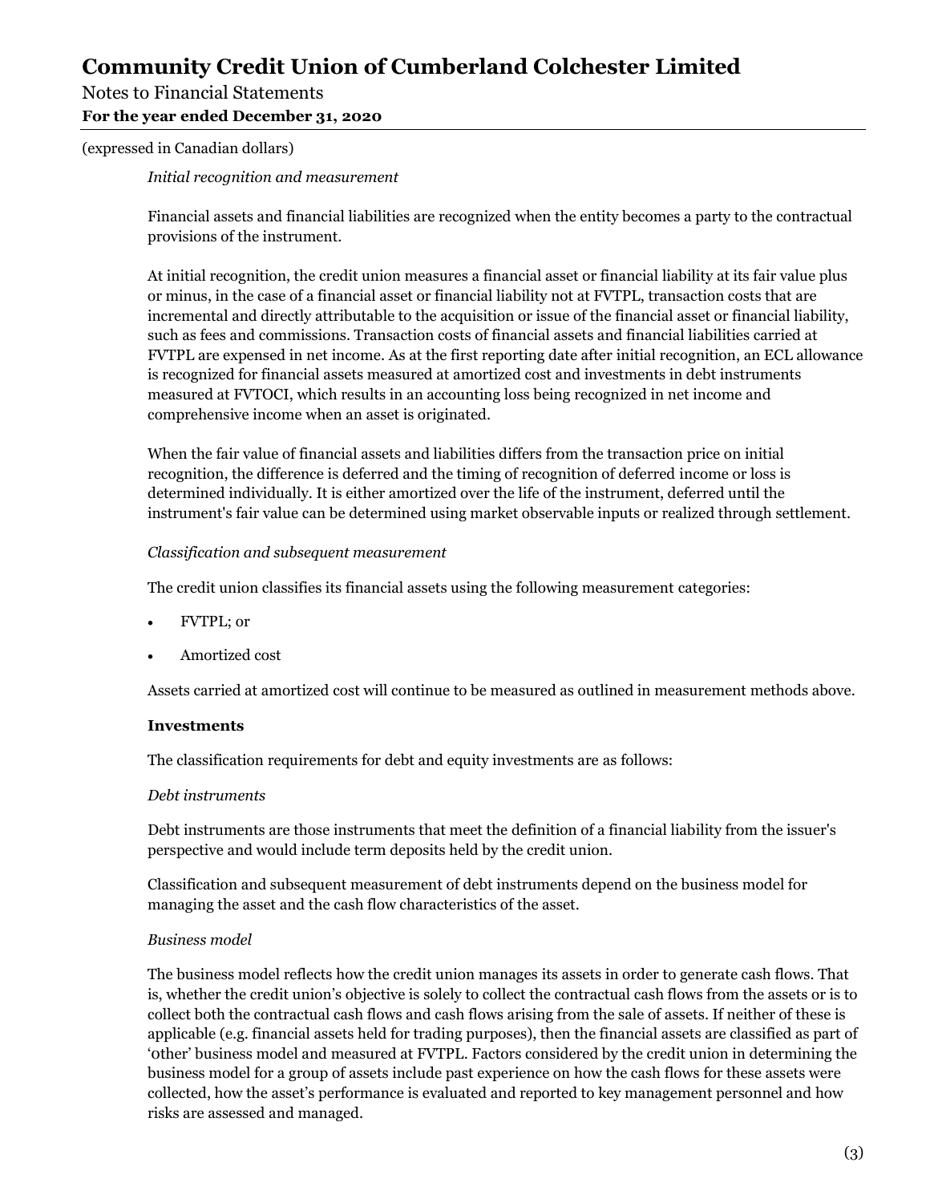*Initial recognition and measurement*

Financial assets and financial liabilities are recognized when the entity becomes a party to the contractual provisions of the instrument.

At initial recognition, the credit union measures a financial asset or financial liability at its fair value plus or minus, in the case of a financial asset or financial liability not at FVTPL, transaction costs that are incremental and directly attributable to the acquisition or issue of the financial asset or financial liability, such as fees and commissions. Transaction costs of financial assets and financial liabilities carried at FVTPL are expensed in net income. As at the first reporting date after initial recognition, an ECL allowance is recognized for financial assets measured at amortized cost and investments in debt instruments measured at FVTOCI, which results in an accounting loss being recognized in net income and comprehensive income when an asset is originated.

When the fair value of financial assets and liabilities differs from the transaction price on initial recognition, the difference is deferred and the timing of recognition of deferred income or loss is determined individually. It is either amortized over the life of the instrument, deferred until the instrument's fair value can be determined using market observable inputs or realized through settlement.

*Classification and subsequent measurement*

The credit union classifies its financial assets using the following measurement categories:

- FVTPL; or
- Amortized cost

Assets carried at amortized cost will continue to be measured as outlined in measurement methods above.

**Investments**

The classification requirements for debt and equity investments are as follows:

*Debt instruments*

Debt instruments are those instruments that meet the definition of a financial liability from the issuer's perspective and would include term deposits held by the credit union.

Classification and subsequent measurement of debt instruments depend on the business model for managing the asset and the cash flow characteristics of the asset.

*Business model*

The business model reflects how the credit union manages its assets in order to generate cash flows. That is, whether the credit union's objective is solely to collect the contractual cash flows from the assets or is to collect both the contractual cash flows and cash flows arising from the sale of assets. If neither of these is applicable (e.g. financial assets held for trading purposes), then the financial assets are classified as part of 'other' business model and measured at FVTPL. Factors considered by the credit union in determining the business model for a group of assets include past experience on how the cash flows for these assets were collected, how the asset's performance is evaluated and reported to key management personnel and how risks are assessed and managed.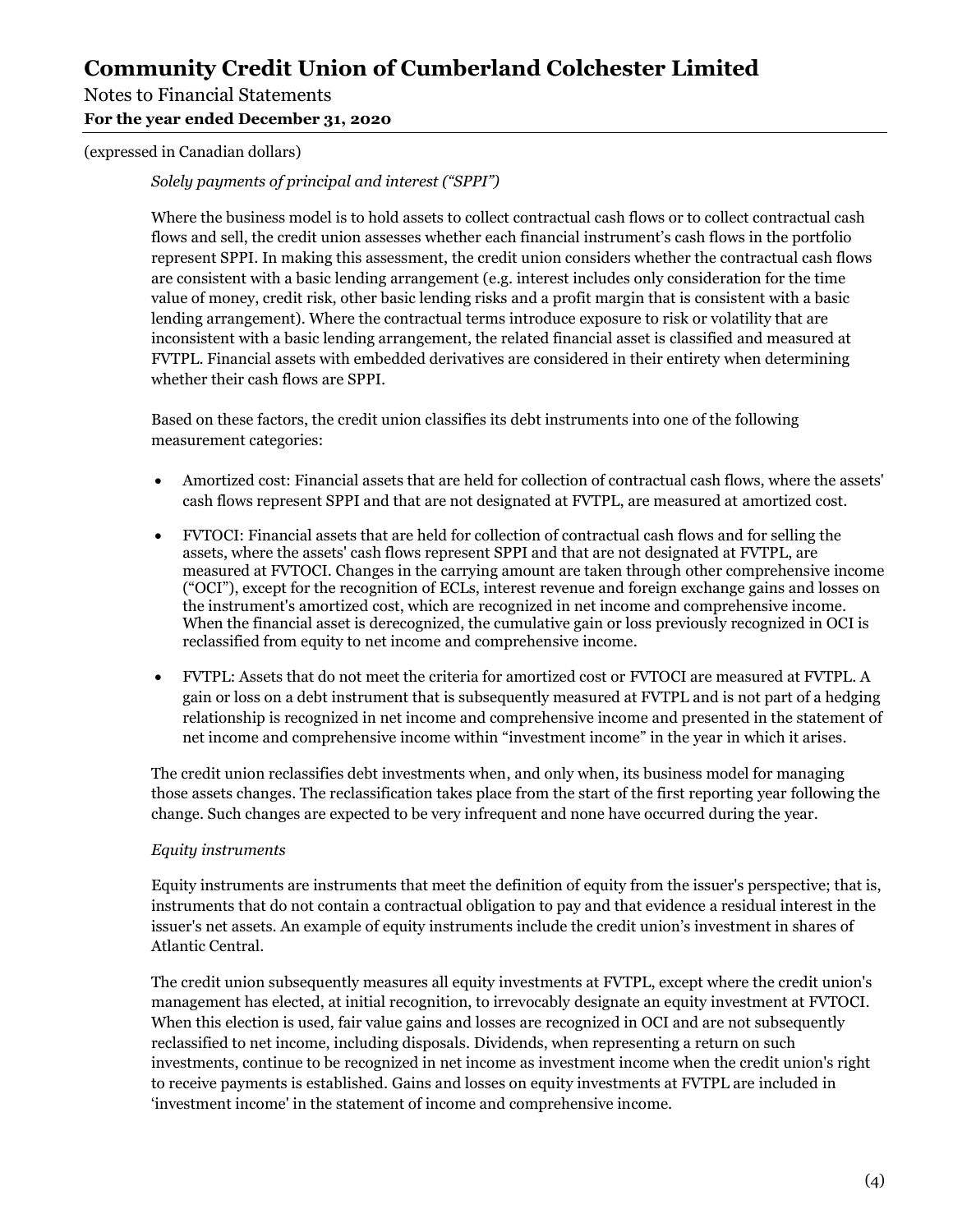*Solely payments of principal and interest ("SPPI")*

Where the business model is to hold assets to collect contractual cash flows or to collect contractual cash flows and sell, the credit union assesses whether each financial instrument's cash flows in the portfolio represent SPPI. In making this assessment, the credit union considers whether the contractual cash flows are consistent with a basic lending arrangement (e.g. interest includes only consideration for the time value of money, credit risk, other basic lending risks and a profit margin that is consistent with a basic lending arrangement). Where the contractual terms introduce exposure to risk or volatility that are inconsistent with a basic lending arrangement, the related financial asset is classified and measured at FVTPL. Financial assets with embedded derivatives are considered in their entirety when determining whether their cash flows are SPPI.

Based on these factors, the credit union classifies its debt instruments into one of the following measurement categories:

- Amortized cost: Financial assets that are held for collection of contractual cash flows, where the assets' cash flows represent SPPI and that are not designated at FVTPL, are measured at amortized cost.
- FVTOCI: Financial assets that are held for collection of contractual cash flows and for selling the assets, where the assets' cash flows represent SPPI and that are not designated at FVTPL, are measured at FVTOCI. Changes in the carrying amount are taken through other comprehensive income ("OCI"), except for the recognition of ECLs, interest revenue and foreign exchange gains and losses on the instrument's amortized cost, which are recognized in net income and comprehensive income. When the financial asset is derecognized, the cumulative gain or loss previously recognized in OCI is reclassified from equity to net income and comprehensive income.
- FVTPL: Assets that do not meet the criteria for amortized cost or FVTOCI are measured at FVTPL. A gain or loss on a debt instrument that is subsequently measured at FVTPL and is not part of a hedging relationship is recognized in net income and comprehensive income and presented in the statement of net income and comprehensive income within "investment income" in the year in which it arises.

The credit union reclassifies debt investments when, and only when, its business model for managing those assets changes. The reclassification takes place from the start of the first reporting year following the change. Such changes are expected to be very infrequent and none have occurred during the year.

*Equity instruments*

Equity instruments are instruments that meet the definition of equity from the issuer's perspective; that is, instruments that do not contain a contractual obligation to pay and that evidence a residual interest in the issuer's net assets. An example of equity instruments include the credit union's investment in shares of Atlantic Central.

The credit union subsequently measures all equity investments at FVTPL, except where the credit union's management has elected, at initial recognition, to irrevocably designate an equity investment at FVTOCI. When this election is used, fair value gains and losses are recognized in OCI and are not subsequently reclassified to net income, including disposals. Dividends, when representing a return on such investments, continue to be recognized in net income as investment income when the credit union's right to receive payments is established. Gains and losses on equity investments at FVTPL are included in 'investment income' in the statement of income and comprehensive income.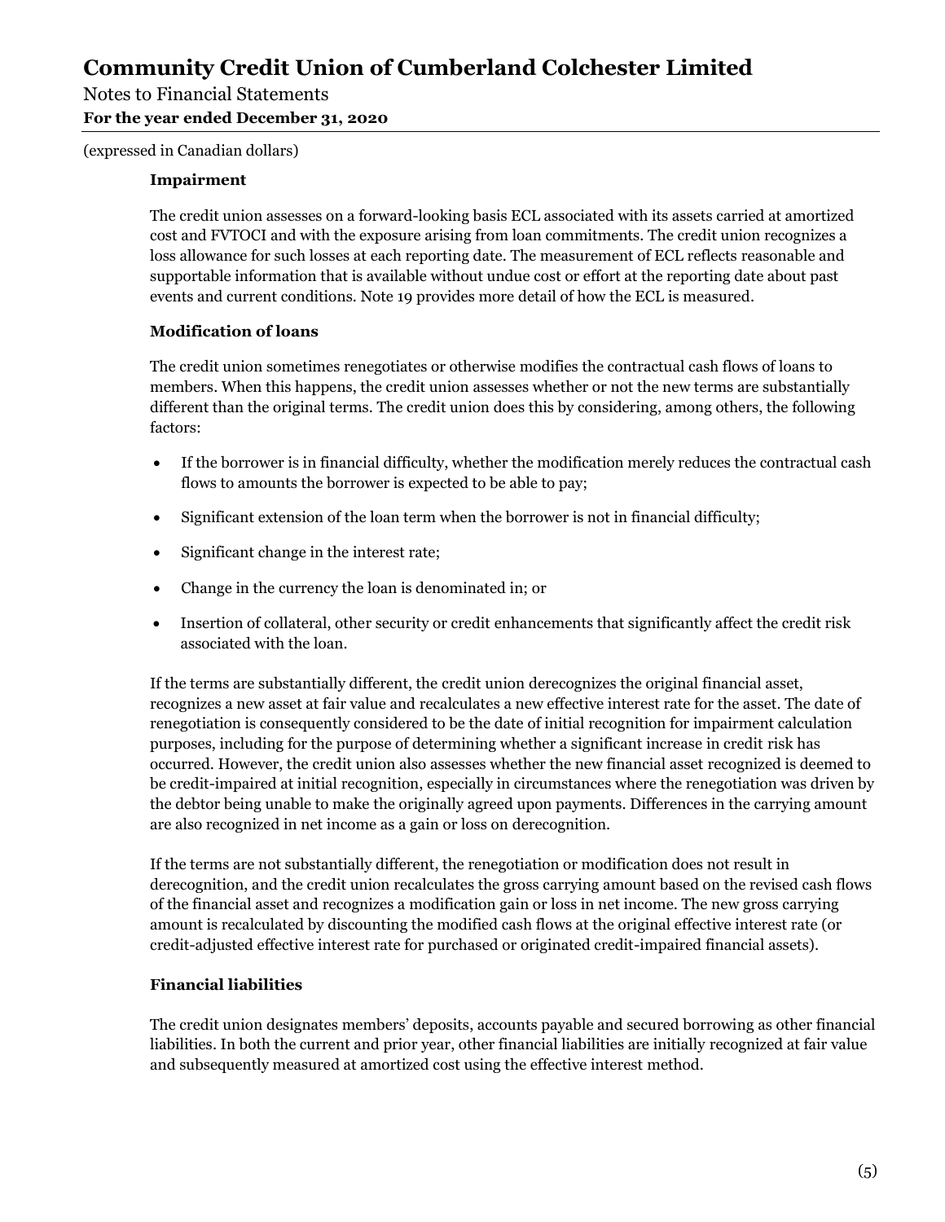(expressed in Canadian dollars)

**Impairment**

The credit union assesses on a forward-looking basis ECL associated with its assets carried at amortized cost and FVTOCI and with the exposure arising from loan commitments. The credit union recognizes a loss allowance for such losses at each reporting date. The measurement of ECL reflects reasonable and supportable information that is available without undue cost or effort at the reporting date about past events and current conditions. Note 19 provides more detail of how the ECL is measured.

**Modification of loans**

The credit union sometimes renegotiates or otherwise modifies the contractual cash flows of loans to members. When this happens, the credit union assesses whether or not the new terms are substantially different than the original terms. The credit union does this by considering, among others, the following factors:

- If the borrower is in financial difficulty, whether the modification merely reduces the contractual cash flows to amounts the borrower is expected to be able to pay;
- Significant extension of the loan term when the borrower is not in financial difficulty;
- Significant change in the interest rate;
- Change in the currency the loan is denominated in; or
- Insertion of collateral, other security or credit enhancements that significantly affect the credit risk associated with the loan.

If the terms are substantially different, the credit union derecognizes the original financial asset, recognizes a new asset at fair value and recalculates a new effective interest rate for the asset. The date of renegotiation is consequently considered to be the date of initial recognition for impairment calculation purposes, including for the purpose of determining whether a significant increase in credit risk has occurred. However, the credit union also assesses whether the new financial asset recognized is deemed to be credit-impaired at initial recognition, especially in circumstances where the renegotiation was driven by the debtor being unable to make the originally agreed upon payments. Differences in the carrying amount are also recognized in net income as a gain or loss on derecognition.

If the terms are not substantially different, the renegotiation or modification does not result in derecognition, and the credit union recalculates the gross carrying amount based on the revised cash flows of the financial asset and recognizes a modification gain or loss in net income. The new gross carrying amount is recalculated by discounting the modified cash flows at the original effective interest rate (or credit-adjusted effective interest rate for purchased or originated credit-impaired financial assets).

**Financial liabilities**

The credit union designates members' deposits, accounts payable and secured borrowing as other financial liabilities. In both the current and prior year, other financial liabilities are initially recognized at fair value and subsequently measured at amortized cost using the effective interest method.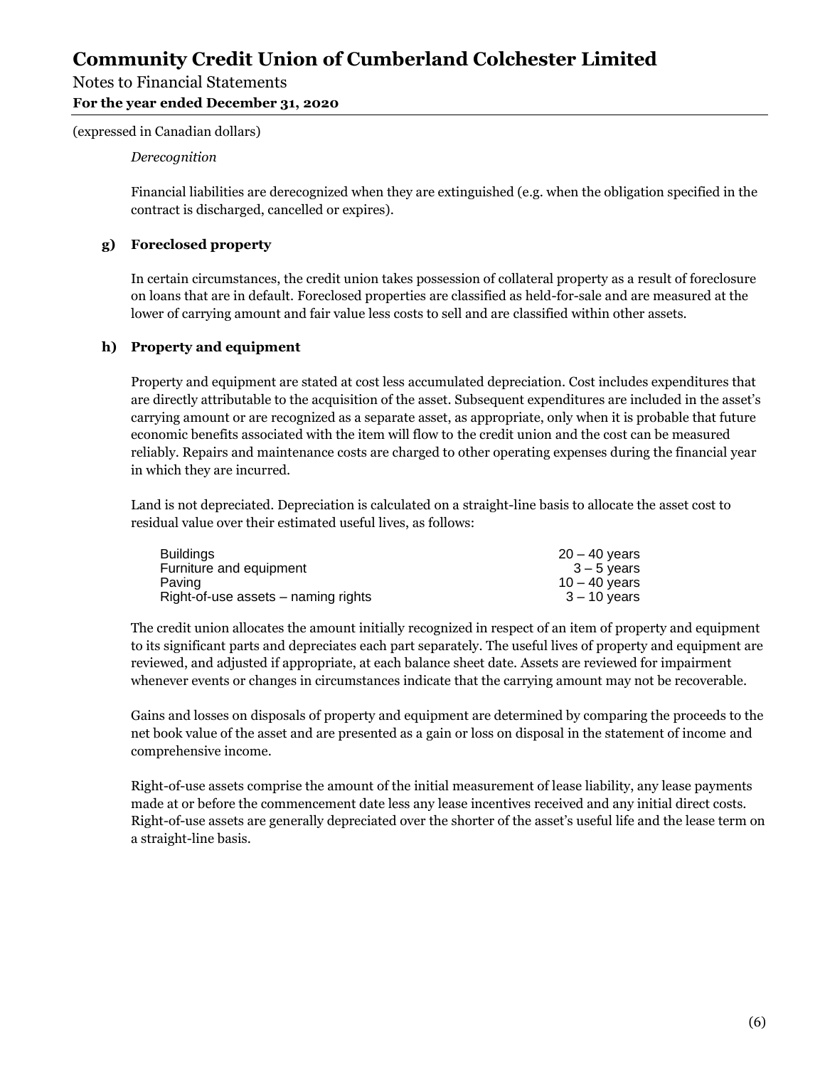*Derecognition*

Financial liabilities are derecognized when they are extinguished (e.g. when the obligation specified in the contract is discharged, cancelled or expires).

**g) Foreclosed property**

In certain circumstances, the credit union takes possession of collateral property as a result of foreclosure on loans that are in default. Foreclosed properties are classified as held-for-sale and are measured at the lower of carrying amount and fair value less costs to sell and are classified within other assets.

**h) Property and equipment**

Property and equipment are stated at cost less accumulated depreciation. Cost includes expenditures that are directly attributable to the acquisition of the asset. Subsequent expenditures are included in the asset's carrying amount or are recognized as a separate asset, as appropriate, only when it is probable that future economic benefits associated with the item will flow to the credit union and the cost can be measured reliably. Repairs and maintenance costs are charged to other operating expenses during the financial year in which they are incurred.

Land is not depreciated. Depreciation is calculated on a straight-line basis to allocate the asset cost to residual value over their estimated useful lives, as follows:

| | |
|---|---|
| Buildings | 20 – 40 years |
| Furniture and equipment | 3 – 5 years |
| Paving | 10 – 40 years |
| Right-of-use assets – naming rights | 3 – 10 years |

The credit union allocates the amount initially recognized in respect of an item of property and equipment to its significant parts and depreciates each part separately. The useful lives of property and equipment are reviewed, and adjusted if appropriate, at each balance sheet date. Assets are reviewed for impairment whenever events or changes in circumstances indicate that the carrying amount may not be recoverable.

Gains and losses on disposals of property and equipment are determined by comparing the proceeds to the net book value of the asset and are presented as a gain or loss on disposal in the statement of income and comprehensive income.

Right-of-use assets comprise the amount of the initial measurement of lease liability, any lease payments made at or before the commencement date less any lease incentives received and any initial direct costs. Right-of-use assets are generally depreciated over the shorter of the asset's useful life and the lease term on a straight-line basis.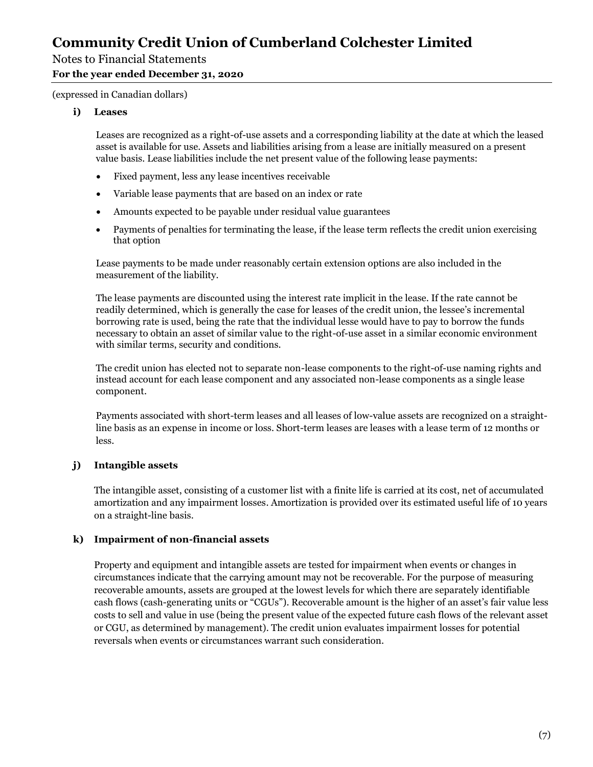(expressed in Canadian dollars)

**i) Leases**

Leases are recognized as a right-of-use assets and a corresponding liability at the date at which the leased asset is available for use. Assets and liabilities arising from a lease are initially measured on a present value basis. Lease liabilities include the net present value of the following lease payments:

- Fixed payment, less any lease incentives receivable
- Variable lease payments that are based on an index or rate
- Amounts expected to be payable under residual value guarantees
- Payments of penalties for terminating the lease, if the lease term reflects the credit union exercising that option

Lease payments to be made under reasonably certain extension options are also included in the measurement of the liability.

The lease payments are discounted using the interest rate implicit in the lease. If the rate cannot be readily determined, which is generally the case for leases of the credit union, the lessee's incremental borrowing rate is used, being the rate that the individual lesse would have to pay to borrow the funds necessary to obtain an asset of similar value to the right-of-use asset in a similar economic environment with similar terms, security and conditions.

The credit union has elected not to separate non-lease components to the right-of-use naming rights and instead account for each lease component and any associated non-lease components as a single lease component.

Payments associated with short-term leases and all leases of low-value assets are recognized on a straight-line basis as an expense in income or loss. Short-term leases are leases with a lease term of 12 months or less.

**j) Intangible assets**

The intangible asset, consisting of a customer list with a finite life is carried at its cost, net of accumulated amortization and any impairment losses. Amortization is provided over its estimated useful life of 10 years on a straight-line basis.

**k) Impairment of non-financial assets**

Property and equipment and intangible assets are tested for impairment when events or changes in circumstances indicate that the carrying amount may not be recoverable. For the purpose of measuring recoverable amounts, assets are grouped at the lowest levels for which there are separately identifiable cash flows (cash-generating units or "CGUs"). Recoverable amount is the higher of an asset's fair value less costs to sell and value in use (being the present value of the expected future cash flows of the relevant asset or CGU, as determined by management). The credit union evaluates impairment losses for potential reversals when events or circumstances warrant such consideration.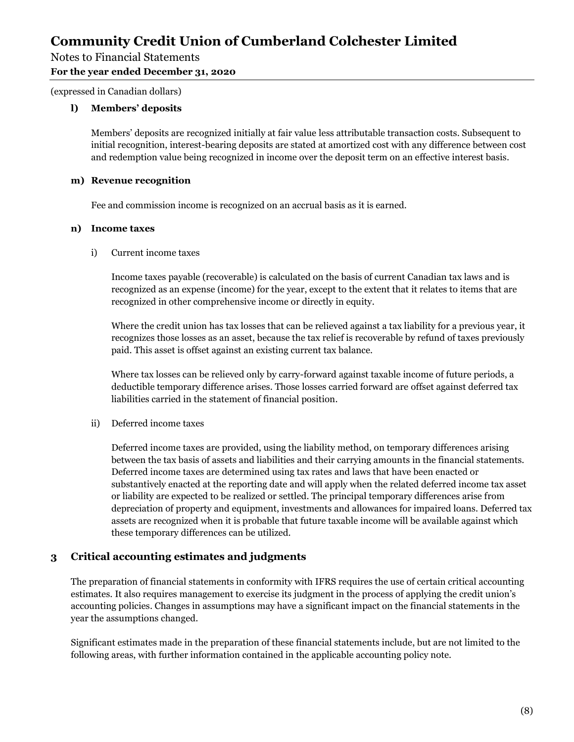(expressed in Canadian dollars)

**l) Members' deposits**

Members' deposits are recognized initially at fair value less attributable transaction costs. Subsequent to initial recognition, interest-bearing deposits are stated at amortized cost with any difference between cost and redemption value being recognized in income over the deposit term on an effective interest basis.

**m) Revenue recognition**

Fee and commission income is recognized on an accrual basis as it is earned.

**n) Income taxes**

i) Current income taxes

Income taxes payable (recoverable) is calculated on the basis of current Canadian tax laws and is recognized as an expense (income) for the year, except to the extent that it relates to items that are recognized in other comprehensive income or directly in equity.

Where the credit union has tax losses that can be relieved against a tax liability for a previous year, it recognizes those losses as an asset, because the tax relief is recoverable by refund of taxes previously paid. This asset is offset against an existing current tax balance.

Where tax losses can be relieved only by carry-forward against taxable income of future periods, a deductible temporary difference arises. Those losses carried forward are offset against deferred tax liabilities carried in the statement of financial position.

ii) Deferred income taxes

Deferred income taxes are provided, using the liability method, on temporary differences arising between the tax basis of assets and liabilities and their carrying amounts in the financial statements. Deferred income taxes are determined using tax rates and laws that have been enacted or substantively enacted at the reporting date and will apply when the related deferred income tax asset or liability are expected to be realized or settled. The principal temporary differences arise from depreciation of property and equipment, investments and allowances for impaired loans. Deferred tax assets are recognized when it is probable that future taxable income will be available against which these temporary differences can be utilized.

## 3 Critical accounting estimates and judgments

The preparation of financial statements in conformity with IFRS requires the use of certain critical accounting estimates. It also requires management to exercise its judgment in the process of applying the credit union's accounting policies. Changes in assumptions may have a significant impact on the financial statements in the year the assumptions changed.

Significant estimates made in the preparation of these financial statements include, but are not limited to the following areas, with further information contained in the applicable accounting policy note.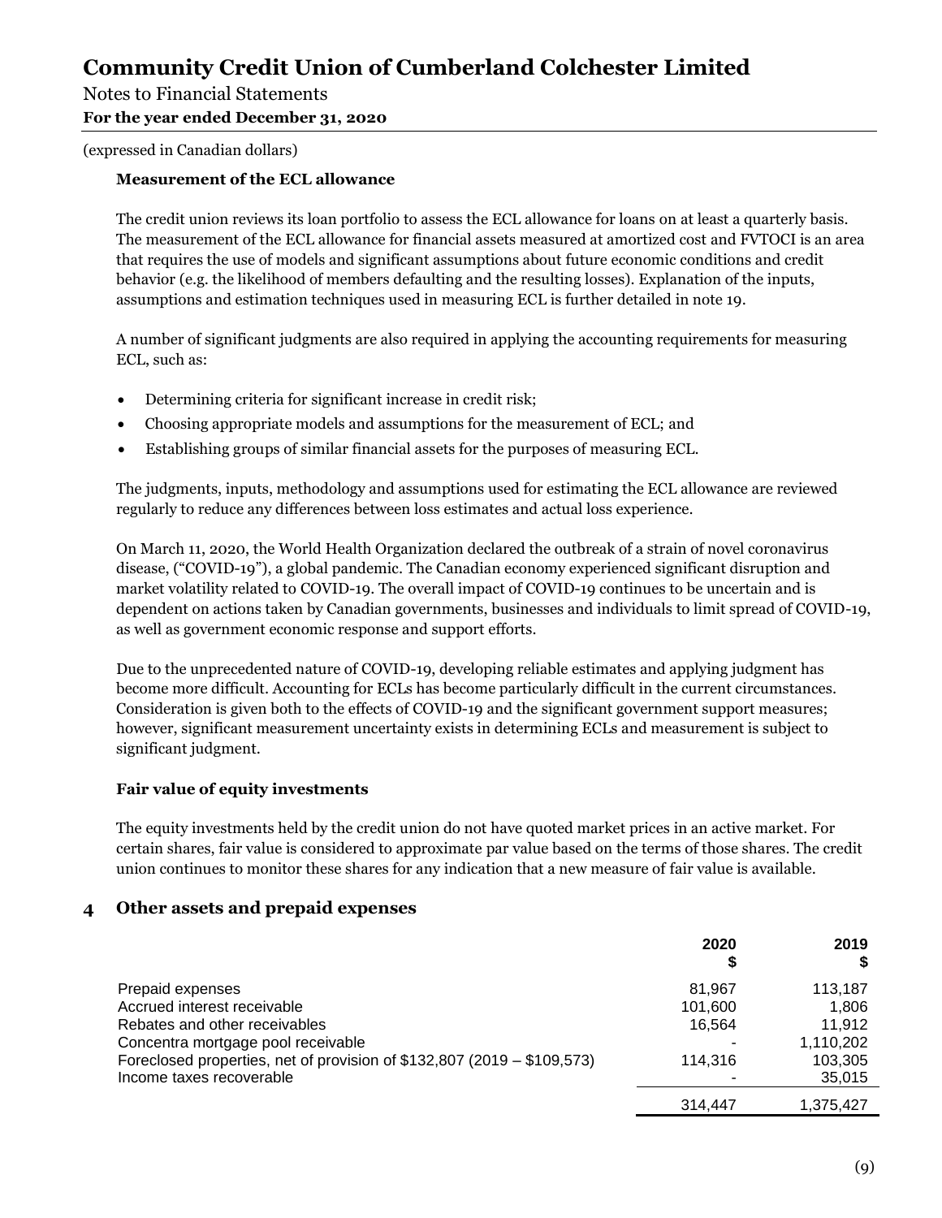(expressed in Canadian dollars)

### Measurement of the ECL allowance

The credit union reviews its loan portfolio to assess the ECL allowance for loans on at least a quarterly basis. The measurement of the ECL allowance for financial assets measured at amortized cost and FVTOCI is an area that requires the use of models and significant assumptions about future economic conditions and credit behavior (e.g. the likelihood of members defaulting and the resulting losses). Explanation of the inputs, assumptions and estimation techniques used in measuring ECL is further detailed in note 19.

A number of significant judgments are also required in applying the accounting requirements for measuring ECL, such as:

- Determining criteria for significant increase in credit risk;
- Choosing appropriate models and assumptions for the measurement of ECL; and
- Establishing groups of similar financial assets for the purposes of measuring ECL.

The judgments, inputs, methodology and assumptions used for estimating the ECL allowance are reviewed regularly to reduce any differences between loss estimates and actual loss experience.

On March 11, 2020, the World Health Organization declared the outbreak of a strain of novel coronavirus disease, ("COVID-19"), a global pandemic. The Canadian economy experienced significant disruption and market volatility related to COVID-19. The overall impact of COVID-19 continues to be uncertain and is dependent on actions taken by Canadian governments, businesses and individuals to limit spread of COVID-19, as well as government economic response and support efforts.

Due to the unprecedented nature of COVID-19, developing reliable estimates and applying judgment has become more difficult. Accounting for ECLs has become particularly difficult in the current circumstances. Consideration is given both to the effects of COVID-19 and the significant government support measures; however, significant measurement uncertainty exists in determining ECLs and measurement is subject to significant judgment.

### Fair value of equity investments

The equity investments held by the credit union do not have quoted market prices in an active market. For certain shares, fair value is considered to approximate par value based on the terms of those shares. The credit union continues to monitor these shares for any indication that a new measure of fair value is available.

## 4 Other assets and prepaid expenses

| | 2020 $ | 2019 $ |
|---|---|---|
| Prepaid expenses | 81,967 | 113,187 |
| Accrued interest receivable | 101,600 | 1,806 |
| Rebates and other receivables | 16,564 | 11,912 |
| Concentra mortgage pool receivable | - | 1,110,202 |
| Foreclosed properties, net of provision of $132,807 (2019 – $109,573) | 114,316 | 103,305 |
| Income taxes recoverable | - | 35,015 |
| | 314,447 | 1,375,427 |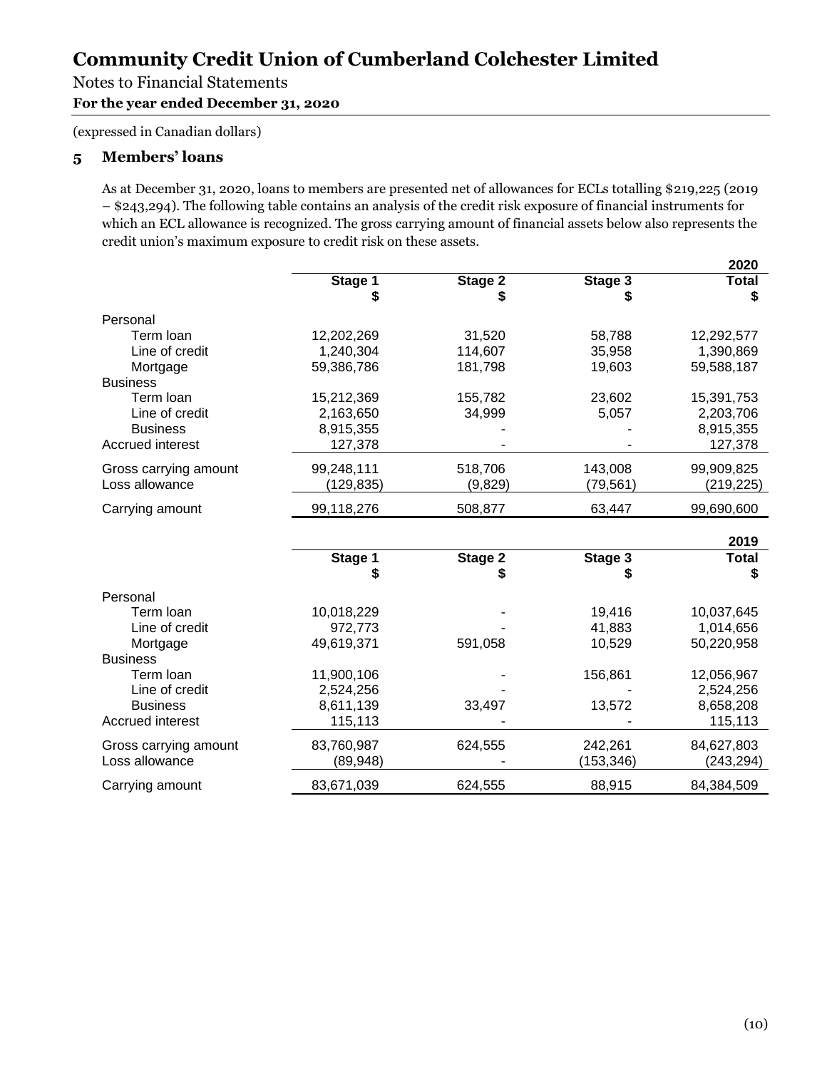# Community Credit Union of Cumberland Colchester Limited

Notes to Financial Statements

**For the year ended December 31, 2020**

(expressed in Canadian dollars)

## 5 Members' loans

As at December 31, 2020, loans to members are presented net of allowances for ECLs totalling $219,225 (2019 – $243,294). The following table contains an analysis of the credit risk exposure of financial instruments for which an ECL allowance is recognized. The gross carrying amount of financial assets below also represents the credit union's maximum exposure to credit risk on these assets.

| | | | | **2020** |
|---|---|---|---|---|
| | **Stage 1** | **Stage 2** | **Stage 3** | **Total** |
| | **$** | **$** | **$** | **$** |
| Personal | | | | |
| Term loan | 12,202,269 | 31,520 | 58,788 | 12,292,577 |
| Line of credit | 1,240,304 | 114,607 | 35,958 | 1,390,869 |
| Mortgage | 59,386,786 | 181,798 | 19,603 | 59,588,187 |
| Business | | | | |
| Term loan | 15,212,369 | 155,782 | 23,602 | 15,391,753 |
| Line of credit | 2,163,650 | 34,999 | 5,057 | 2,203,706 |
| Business | 8,915,355 | - | - | 8,915,355 |
| Accrued interest | 127,378 | - | - | 127,378 |
| Gross carrying amount | 99,248,111 | 518,706 | 143,008 | 99,909,825 |
| Loss allowance | (129,835) | (9,829) | (79,561) | (219,225) |
| Carrying amount | 99,118,276 | 508,877 | 63,447 | 99,690,600 |

| | | | | **2019** |
|---|---|---|---|---|
| | **Stage 1** | **Stage 2** | **Stage 3** | **Total** |
| | **$** | **$** | **$** | **$** |
| Personal | | | | |
| Term loan | 10,018,229 | - | 19,416 | 10,037,645 |
| Line of credit | 972,773 | - | 41,883 | 1,014,656 |
| Mortgage | 49,619,371 | 591,058 | 10,529 | 50,220,958 |
| Business | | | | |
| Term loan | 11,900,106 | - | 156,861 | 12,056,967 |
| Line of credit | 2,524,256 | - | - | 2,524,256 |
| Business | 8,611,139 | 33,497 | 13,572 | 8,658,208 |
| Accrued interest | 115,113 | - | - | 115,113 |
| Gross carrying amount | 83,760,987 | 624,555 | 242,261 | 84,627,803 |
| Loss allowance | (89,948) | - | (153,346) | (243,294) |
| Carrying amount | 83,671,039 | 624,555 | 88,915 | 84,384,509 |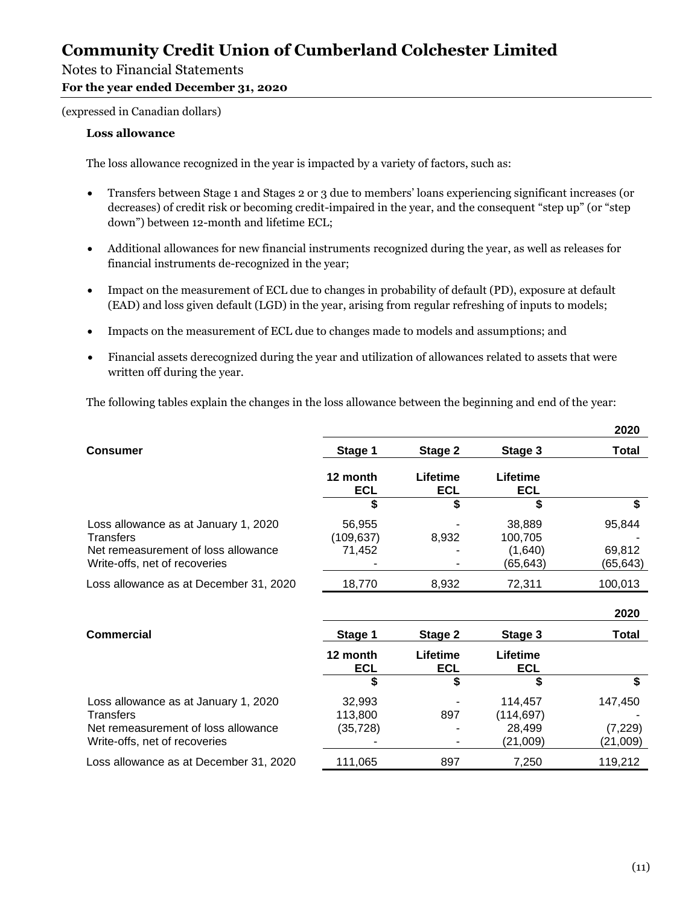# Community Credit Union of Cumberland Colchester Limited

Notes to Financial Statements

**For the year ended December 31, 2020**

(expressed in Canadian dollars)

**Loss allowance**

The loss allowance recognized in the year is impacted by a variety of factors, such as:

- Transfers between Stage 1 and Stages 2 or 3 due to members' loans experiencing significant increases (or decreases) of credit risk or becoming credit-impaired in the year, and the consequent "step up" (or "step down") between 12-month and lifetime ECL;
- Additional allowances for new financial instruments recognized during the year, as well as releases for financial instruments de-recognized in the year;
- Impact on the measurement of ECL due to changes in probability of default (PD), exposure at default (EAD) and loss given default (LGD) in the year, arising from regular refreshing of inputs to models;
- Impacts on the measurement of ECL due to changes made to models and assumptions; and
- Financial assets derecognized during the year and utilization of allowances related to assets that were written off during the year.

The following tables explain the changes in the loss allowance between the beginning and end of the year:

| | | | | 2020 |
|---|---|---|---|---|
| **Consumer** | **Stage 1** | **Stage 2** | **Stage 3** | **Total** |
| | **12 month ECL** | **Lifetime ECL** | **Lifetime ECL** | |
| | **$** | **$** | **$** | **$** |
| Loss allowance as at January 1, 2020 | 56,955 | - | 38,889 | 95,844 |
| Transfers | (109,637) | 8,932 | 100,705 | - |
| Net remeasurement of loss allowance | 71,452 | - | (1,640) | 69,812 |
| Write-offs, net of recoveries | - | - | (65,643) | (65,643) |
| Loss allowance as at December 31, 2020 | 18,770 | 8,932 | 72,311 | 100,013 |

| | | | | 2020 |
|---|---|---|---|---|
| **Commercial** | **Stage 1** | **Stage 2** | **Stage 3** | **Total** |
| | **12 month ECL** | **Lifetime ECL** | **Lifetime ECL** | |
| | **$** | **$** | **$** | **$** |
| Loss allowance as at January 1, 2020 | 32,993 | - | 114,457 | 147,450 |
| Transfers | 113,800 | 897 | (114,697) | - |
| Net remeasurement of loss allowance | (35,728) | - | 28,499 | (7,229) |
| Write-offs, net of recoveries | - | - | (21,009) | (21,009) |
| Loss allowance as at December 31, 2020 | 111,065 | 897 | 7,250 | 119,212 |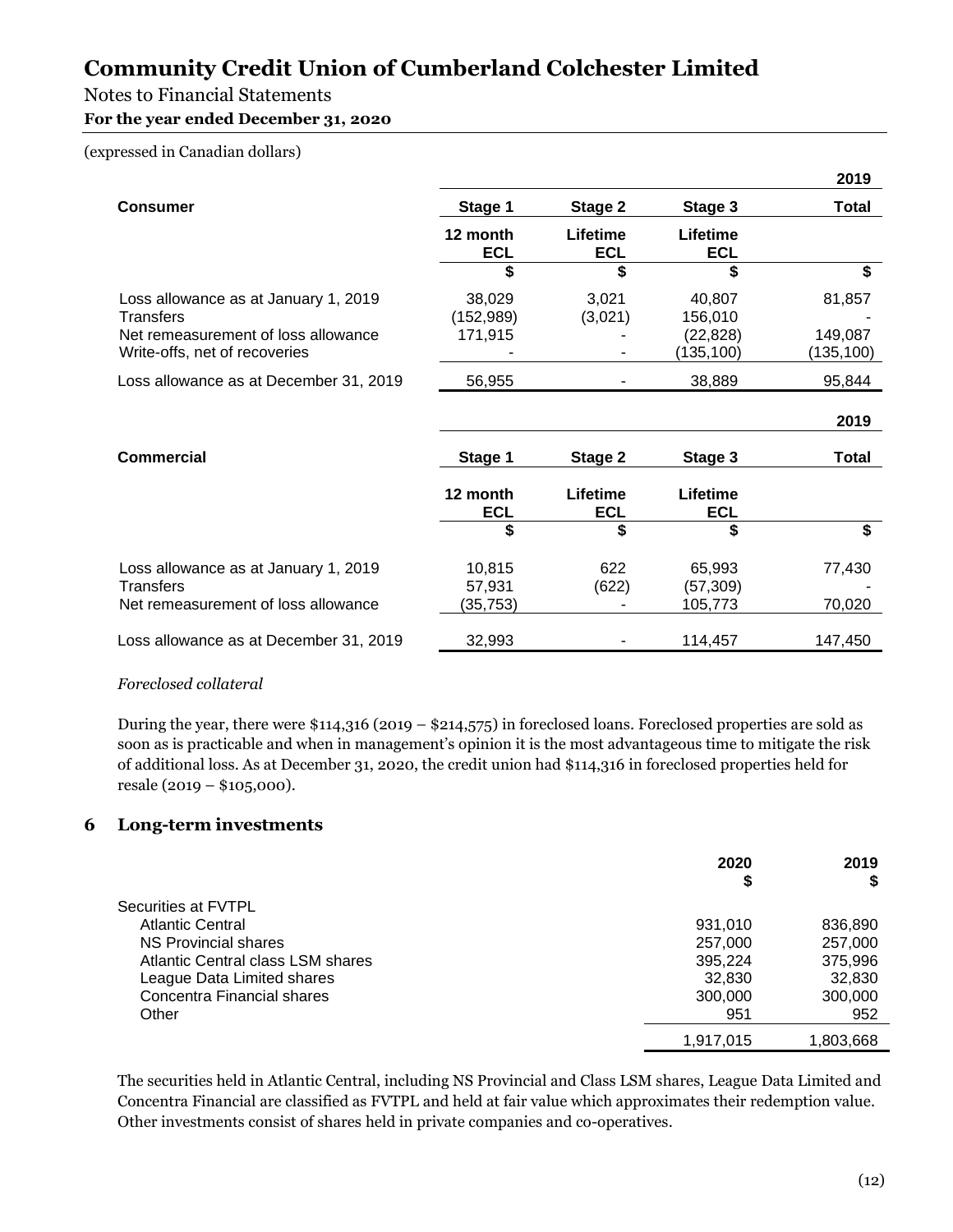# Community Credit Union of Cumberland Colchester Limited

Notes to Financial Statements

**For the year ended December 31, 2020**

(expressed in Canadian dollars)

| | | | | **2019** |
|---|---|---|---|---|
| **Consumer** | **Stage 1** | **Stage 2** | **Stage 3** | **Total** |
| | **12 month ECL** | **Lifetime ECL** | **Lifetime ECL** | |
| | **$** | **$** | **$** | **$** |
| Loss allowance as at January 1, 2019 | 38,029 | 3,021 | 40,807 | 81,857 |
| Transfers | (152,989) | (3,021) | 156,010 | - |
| Net remeasurement of loss allowance | 171,915 | - | (22,828) | 149,087 |
| Write-offs, net of recoveries | - | - | (135,100) | (135,100) |
| Loss allowance as at December 31, 2019 | 56,955 | - | 38,889 | 95,844 |

| | | | | **2019** |
|---|---|---|---|---|
| **Commercial** | **Stage 1** | **Stage 2** | **Stage 3** | **Total** |
| | **12 month ECL** | **Lifetime ECL** | **Lifetime ECL** | |
| | **$** | **$** | **$** | **$** |
| Loss allowance as at January 1, 2019 | 10,815 | 622 | 65,993 | 77,430 |
| Transfers | 57,931 | (622) | (57,309) | - |
| Net remeasurement of loss allowance | (35,753) | - | 105,773 | 70,020 |
| Loss allowance as at December 31, 2019 | 32,993 | - | 114,457 | 147,450 |

*Foreclosed collateral*

During the year, there were $114,316 (2019 – $214,575) in foreclosed loans. Foreclosed properties are sold as soon as is practicable and when in management's opinion it is the most advantageous time to mitigate the risk of additional loss. As at December 31, 2020, the credit union had $114,316 in foreclosed properties held for resale (2019 – $105,000).

## 6 Long-term investments

| | **2020** **$** | **2019** **$** |
|---|---|---|
| Securities at FVTPL | | |
| Atlantic Central | 931,010 | 836,890 |
| NS Provincial shares | 257,000 | 257,000 |
| Atlantic Central class LSM shares | 395,224 | 375,996 |
| League Data Limited shares | 32,830 | 32,830 |
| Concentra Financial shares | 300,000 | 300,000 |
| Other | 951 | 952 |
| | 1,917,015 | 1,803,668 |

The securities held in Atlantic Central, including NS Provincial and Class LSM shares, League Data Limited and Concentra Financial are classified as FVTPL and held at fair value which approximates their redemption value. Other investments consist of shares held in private companies and co-operatives.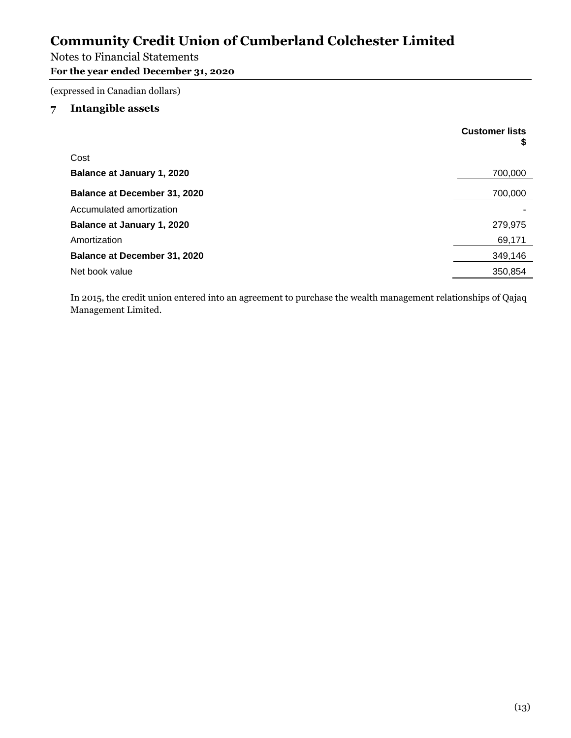# Community Credit Union of Cumberland Colchester Limited

Notes to Financial Statements

**For the year ended December 31, 2020**

(expressed in Canadian dollars)

## 7 Intangible assets

| | Customer lists $ |
|---|---:|
| Cost | |
| **Balance at January 1, 2020** | 700,000 |
| **Balance at December 31, 2020** | 700,000 |
| Accumulated amortization | - |
| **Balance at January 1, 2020** | 279,975 |
| Amortization | 69,171 |
| **Balance at December 31, 2020** | 349,146 |
| Net book value | 350,854 |

In 2015, the credit union entered into an agreement to purchase the wealth management relationships of Qajaq Management Limited.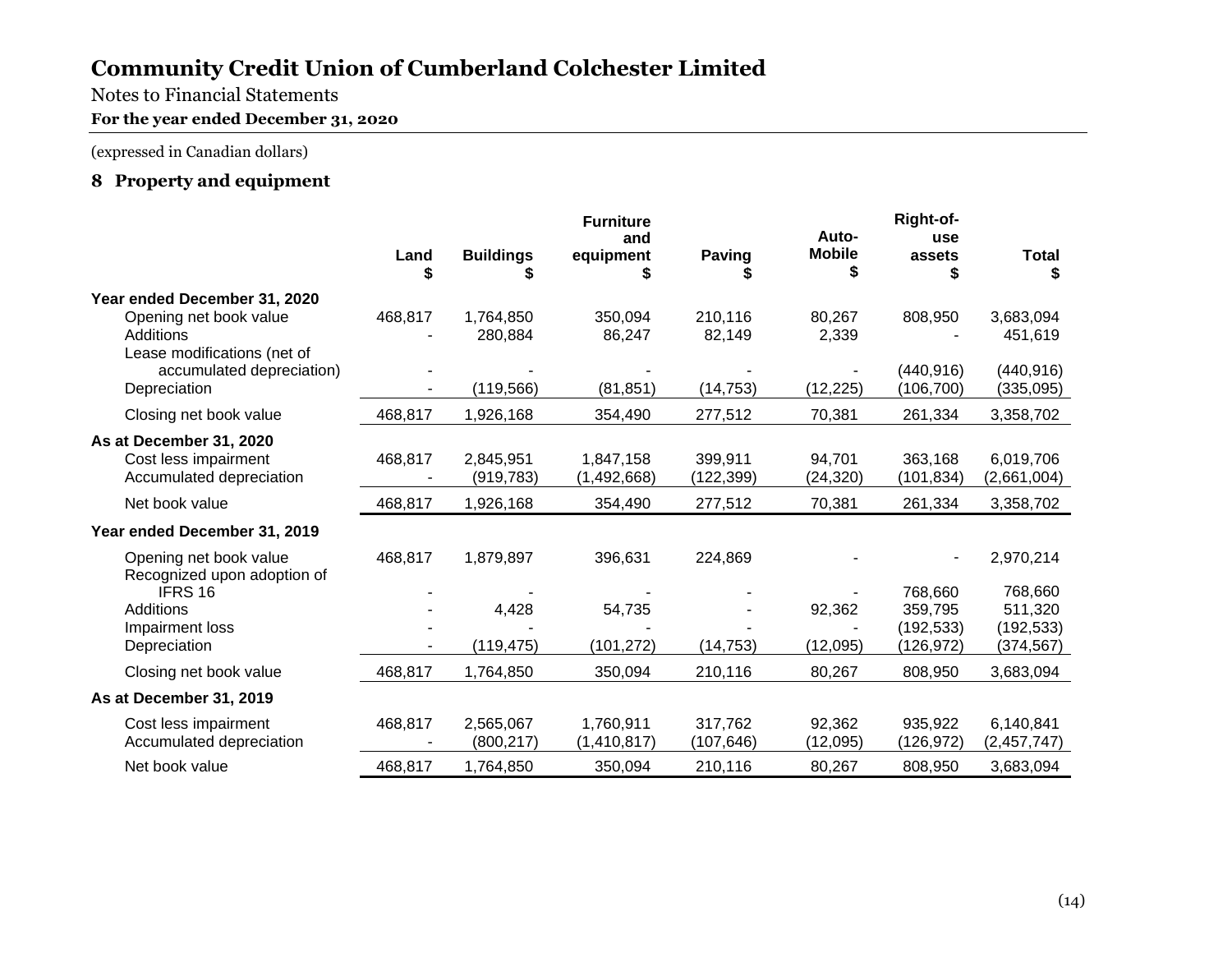# Community Credit Union of Cumberland Colchester Limited

Notes to Financial Statements

**For the year ended December 31, 2020**

(expressed in Canadian dollars)

## 8 Property and equipment

| | Land $ | Buildings $ | Furniture and equipment $ | Paving $ | Auto-Mobile $ | Right-of-use assets $ | Total $ |
|---|---|---|---|---|---|---|---|
| **Year ended December 31, 2020** | | | | | | | |
| Opening net book value | 468,817 | 1,764,850 | 350,094 | 210,116 | 80,267 | 808,950 | 3,683,094 |
| Additions | - | 280,884 | 86,247 | 82,149 | 2,339 | - | 451,619 |
| Lease modifications (net of accumulated depreciation) | - | - | - | - | - | (440,916) | (440,916) |
| Depreciation | - | (119,566) | (81,851) | (14,753) | (12,225) | (106,700) | (335,095) |
| Closing net book value | 468,817 | 1,926,168 | 354,490 | 277,512 | 70,381 | 261,334 | 3,358,702 |
| **As at December 31, 2020** | | | | | | | |
| Cost less impairment | 468,817 | 2,845,951 | 1,847,158 | 399,911 | 94,701 | 363,168 | 6,019,706 |
| Accumulated depreciation | - | (919,783) | (1,492,668) | (122,399) | (24,320) | (101,834) | (2,661,004) |
| Net book value | 468,817 | 1,926,168 | 354,490 | 277,512 | 70,381 | 261,334 | 3,358,702 |
| **Year ended December 31, 2019** | | | | | | | |
| Opening net book value | 468,817 | 1,879,897 | 396,631 | 224,869 | - | - | 2,970,214 |
| Recognized upon adoption of IFRS 16 | - | - | - | - | - | 768,660 | 768,660 |
| Additions | - | 4,428 | 54,735 | - | 92,362 | 359,795 | 511,320 |
| Impairment loss | - | - | - | - | - | (192,533) | (192,533) |
| Depreciation | - | (119,475) | (101,272) | (14,753) | (12,095) | (126,972) | (374,567) |
| Closing net book value | 468,817 | 1,764,850 | 350,094 | 210,116 | 80,267 | 808,950 | 3,683,094 |
| **As at December 31, 2019** | | | | | | | |
| Cost less impairment | 468,817 | 2,565,067 | 1,760,911 | 317,762 | 92,362 | 935,922 | 6,140,841 |
| Accumulated depreciation | - | (800,217) | (1,410,817) | (107,646) | (12,095) | (126,972) | (2,457,747) |
| Net book value | 468,817 | 1,764,850 | 350,094 | 210,116 | 80,267 | 808,950 | 3,683,094 |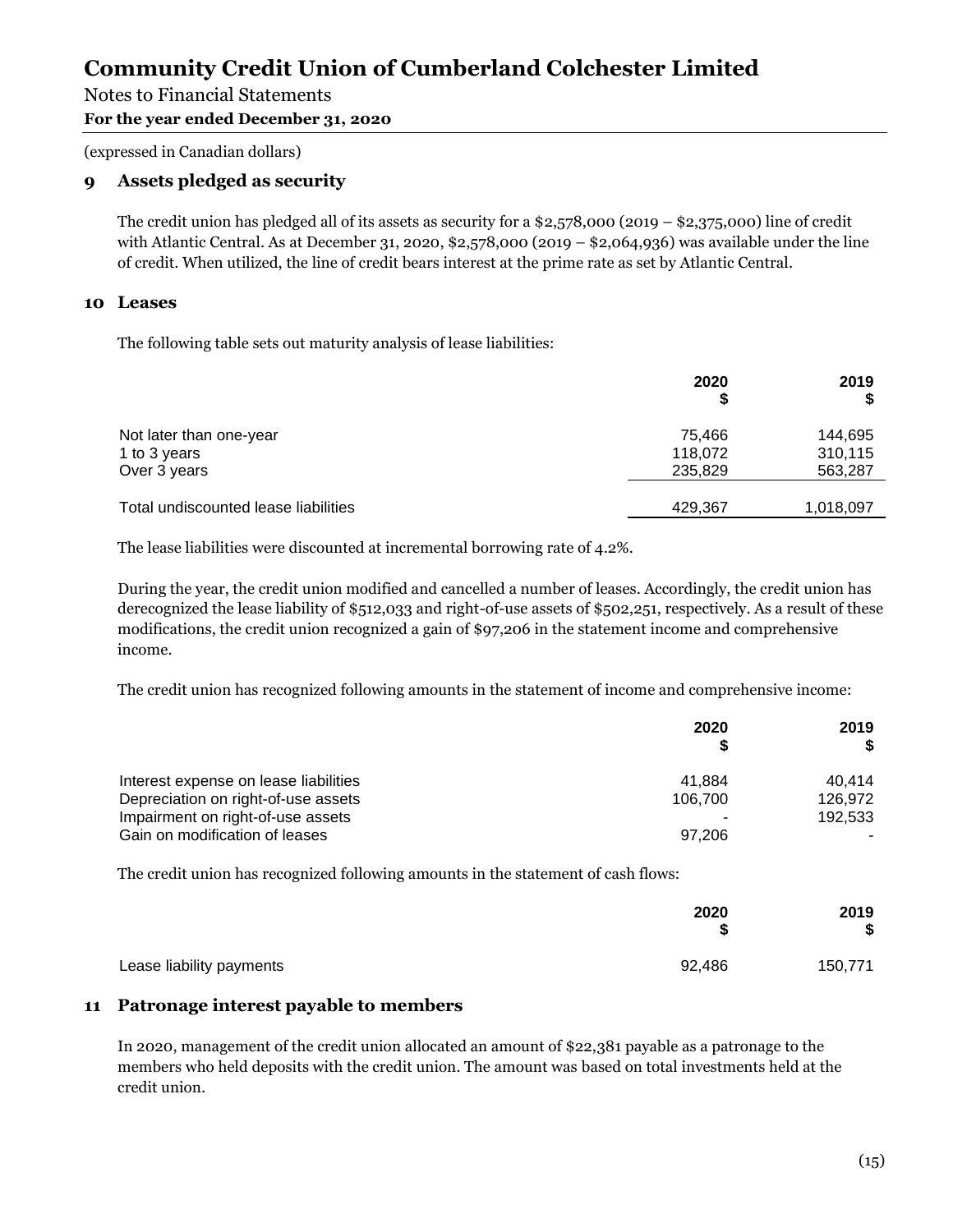# Community Credit Union of Cumberland Colchester Limited

Notes to Financial Statements

**For the year ended December 31, 2020**

(expressed in Canadian dollars)

## 9 Assets pledged as security

The credit union has pledged all of its assets as security for a $2,578,000 (2019 – $2,375,000) line of credit with Atlantic Central. As at December 31, 2020, $2,578,000 (2019 – $2,064,936) was available under the line of credit. When utilized, the line of credit bears interest at the prime rate as set by Atlantic Central.

## 10 Leases

The following table sets out maturity analysis of lease liabilities:

| | 2020 $ | 2019 $ |
|---|---|---|
| Not later than one-year | 75,466 | 144,695 |
| 1 to 3 years | 118,072 | 310,115 |
| Over 3 years | 235,829 | 563,287 |
| Total undiscounted lease liabilities | 429,367 | 1,018,097 |

The lease liabilities were discounted at incremental borrowing rate of 4.2%.

During the year, the credit union modified and cancelled a number of leases. Accordingly, the credit union has derecognized the lease liability of $512,033 and right-of-use assets of $502,251, respectively. As a result of these modifications, the credit union recognized a gain of $97,206 in the statement income and comprehensive income.

The credit union has recognized following amounts in the statement of income and comprehensive income:

| | 2020 $ | 2019 $ |
|---|---|---|
| Interest expense on lease liabilities | 41,884 | 40,414 |
| Depreciation on right-of-use assets | 106,700 | 126,972 |
| Impairment on right-of-use assets | - | 192,533 |
| Gain on modification of leases | 97,206 | - |

The credit union has recognized following amounts in the statement of cash flows:

| | 2020 $ | 2019 $ |
|---|---|---|
| Lease liability payments | 92,486 | 150,771 |

## 11 Patronage interest payable to members

In 2020, management of the credit union allocated an amount of $22,381 payable as a patronage to the members who held deposits with the credit union. The amount was based on total investments held at the credit union.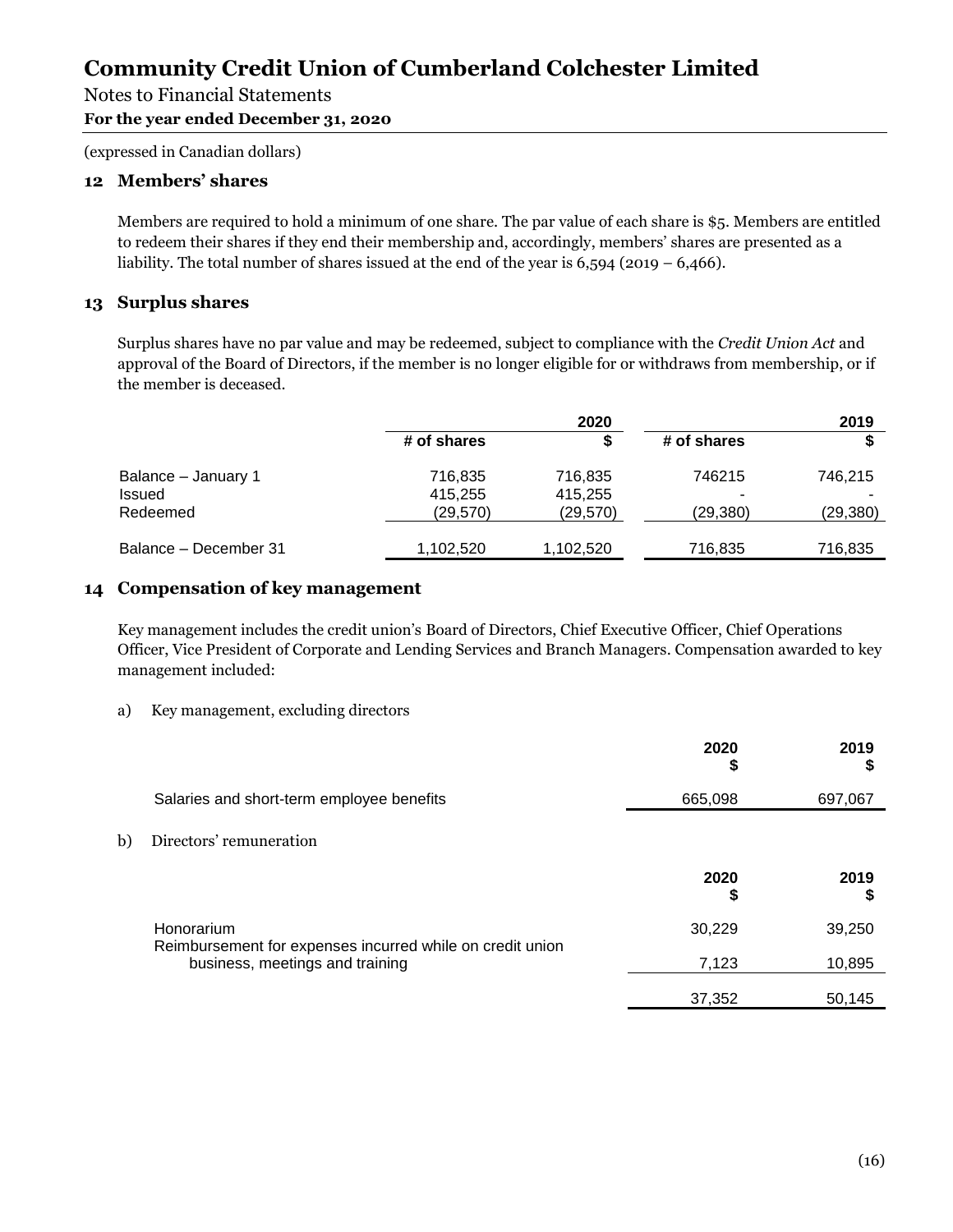# Community Credit Union of Cumberland Colchester Limited

Notes to Financial Statements
**For the year ended December 31, 2020**

(expressed in Canadian dollars)

## 12 Members' shares

Members are required to hold a minimum of one share. The par value of each share is $5. Members are entitled to redeem their shares if they end their membership and, accordingly, members' shares are presented as a liability. The total number of shares issued at the end of the year is 6,594 (2019 – 6,466).

## 13 Surplus shares

Surplus shares have no par value and may be redeemed, subject to compliance with the *Credit Union Act* and approval of the Board of Directors, if the member is no longer eligible for or withdraws from membership, or if the member is deceased.

| | | 2020 | | 2019 |
|---|---|---|---|---|
| | # of shares | $ | # of shares | $ |
| Balance – January 1 | 716,835 | 716,835 | 746215 | 746,215 |
| Issued | 415,255 | 415,255 | - | - |
| Redeemed | (29,570) | (29,570) | (29,380) | (29,380) |
| Balance – December 31 | 1,102,520 | 1,102,520 | 716,835 | 716,835 |

## 14 Compensation of key management

Key management includes the credit union's Board of Directors, Chief Executive Officer, Chief Operations Officer, Vice President of Corporate and Lending Services and Branch Managers. Compensation awarded to key management included:

a) Key management, excluding directors

| | 2020 $ | 2019 $ |
|---|---|---|
| Salaries and short-term employee benefits | 665,098 | 697,067 |

b) Directors' remuneration

| | 2020 $ | 2019 $ |
|---|---|---|
| Honorarium | 30,229 | 39,250 |
| Reimbursement for expenses incurred while on credit union business, meetings and training | 7,123 | 10,895 |
| | 37,352 | 50,145 |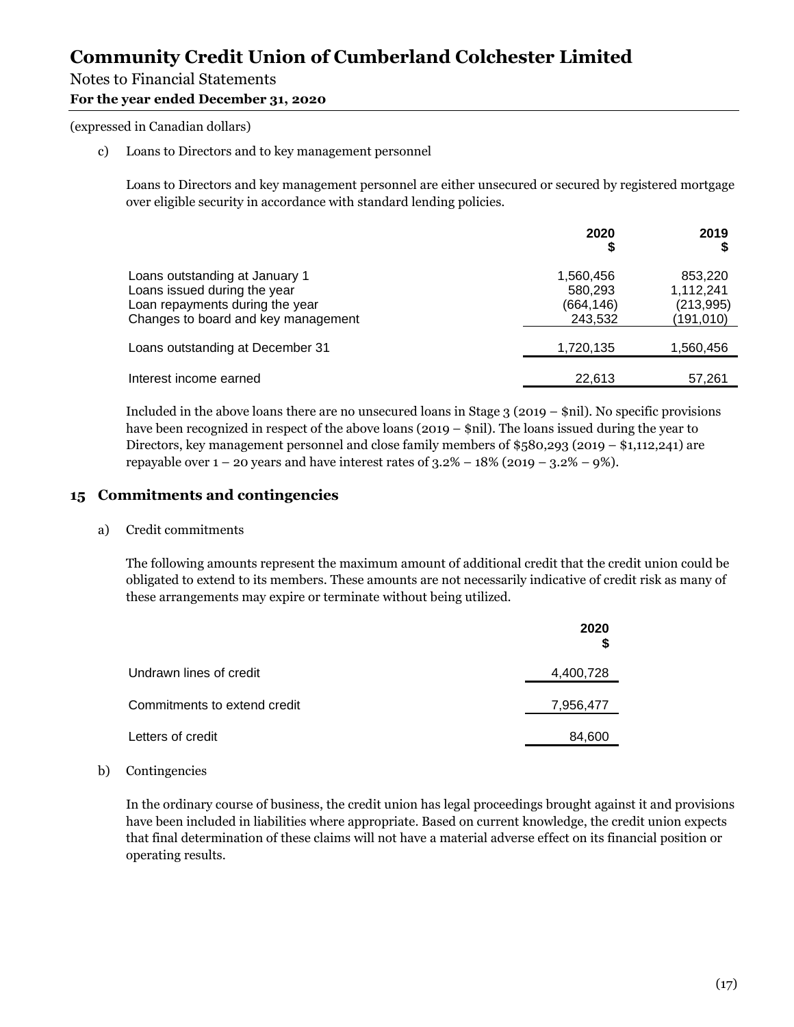(expressed in Canadian dollars)

c) Loans to Directors and to key management personnel

Loans to Directors and key management personnel are either unsecured or secured by registered mortgage over eligible security in accordance with standard lending policies.

| | 2020 $ | 2019 $ |
|---|---|---|
| Loans outstanding at January 1 | 1,560,456 | 853,220 |
| Loans issued during the year | 580,293 | 1,112,241 |
| Loan repayments during the year | (664,146) | (213,995) |
| Changes to board and key management | 243,532 | (191,010) |
| Loans outstanding at December 31 | 1,720,135 | 1,560,456 |
| Interest income earned | 22,613 | 57,261 |

Included in the above loans there are no unsecured loans in Stage 3 (2019 – $nil). No specific provisions have been recognized in respect of the above loans (2019 – $nil). The loans issued during the year to Directors, key management personnel and close family members of $580,293 (2019 – $1,112,241) are repayable over 1 – 20 years and have interest rates of 3.2% – 18% (2019 – 3.2% – 9%).

## 15 Commitments and contingencies

a) Credit commitments

The following amounts represent the maximum amount of additional credit that the credit union could be obligated to extend to its members. These amounts are not necessarily indicative of credit risk as many of these arrangements may expire or terminate without being utilized.

| | 2020 $ |
|---|---|
| Undrawn lines of credit | 4,400,728 |
| Commitments to extend credit | 7,956,477 |
| Letters of credit | 84,600 |

b) Contingencies

In the ordinary course of business, the credit union has legal proceedings brought against it and provisions have been included in liabilities where appropriate. Based on current knowledge, the credit union expects that final determination of these claims will not have a material adverse effect on its financial position or operating results.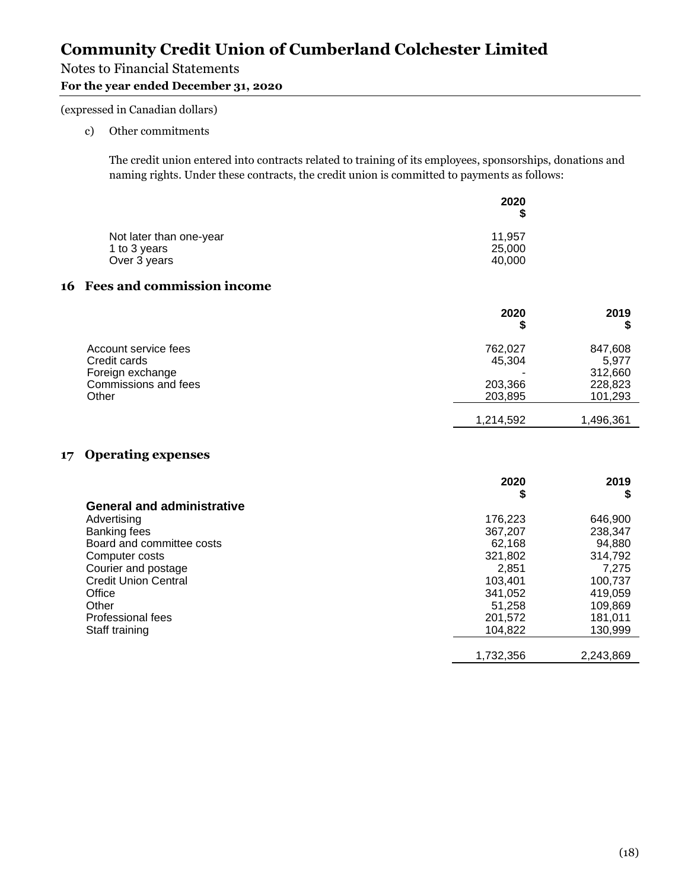# Community Credit Union of Cumberland Colchester Limited

Notes to Financial Statements

**For the year ended December 31, 2020**

(expressed in Canadian dollars)

c) Other commitments

The credit union entered into contracts related to training of its employees, sponsorships, donations and naming rights. Under these contracts, the credit union is committed to payments as follows:

| | 2020 $ |
|---|---|
| Not later than one-year | 11,957 |
| 1 to 3 years | 25,000 |
| Over 3 years | 40,000 |

## 16 Fees and commission income

| | 2020 $ | 2019 $ |
|---|---|---|
| Account service fees | 762,027 | 847,608 |
| Credit cards | 45,304 | 5,977 |
| Foreign exchange | - | 312,660 |
| Commissions and fees | 203,366 | 228,823 |
| Other | 203,895 | 101,293 |
| | 1,214,592 | 1,496,361 |

## 17 Operating expenses

| | 2020 $ | 2019 $ |
|---|---|---|
| **General and administrative** | | |
| Advertising | 176,223 | 646,900 |
| Banking fees | 367,207 | 238,347 |
| Board and committee costs | 62,168 | 94,880 |
| Computer costs | 321,802 | 314,792 |
| Courier and postage | 2,851 | 7,275 |
| Credit Union Central | 103,401 | 100,737 |
| Office | 341,052 | 419,059 |
| Other | 51,258 | 109,869 |
| Professional fees | 201,572 | 181,011 |
| Staff training | 104,822 | 130,999 |
| | 1,732,356 | 2,243,869 |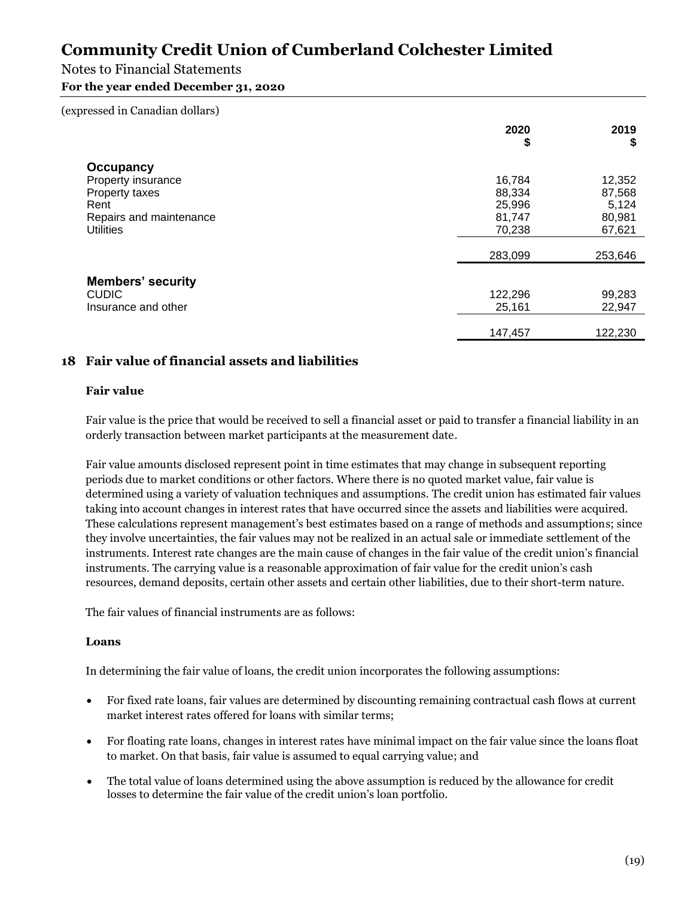(expressed in Canadian dollars)

| | 2020<br>$ | 2019<br>$ |
|---|---|---|
| **Occupancy** | | |
| Property insurance | 16,784 | 12,352 |
| Property taxes | 88,334 | 87,568 |
| Rent | 25,996 | 5,124 |
| Repairs and maintenance | 81,747 | 80,981 |
| Utilities | 70,238 | 67,621 |
| | 283,099 | 253,646 |
| **Members' security** | | |
| CUDIC | 122,296 | 99,283 |
| Insurance and other | 25,161 | 22,947 |
| | 147,457 | 122,230 |

## 18 Fair value of financial assets and liabilities

### Fair value

Fair value is the price that would be received to sell a financial asset or paid to transfer a financial liability in an orderly transaction between market participants at the measurement date.

Fair value amounts disclosed represent point in time estimates that may change in subsequent reporting periods due to market conditions or other factors. Where there is no quoted market value, fair value is determined using a variety of valuation techniques and assumptions. The credit union has estimated fair values taking into account changes in interest rates that have occurred since the assets and liabilities were acquired. These calculations represent management's best estimates based on a range of methods and assumptions; since they involve uncertainties, the fair values may not be realized in an actual sale or immediate settlement of the instruments. Interest rate changes are the main cause of changes in the fair value of the credit union's financial instruments. The carrying value is a reasonable approximation of fair value for the credit union's cash resources, demand deposits, certain other assets and certain other liabilities, due to their short-term nature.

The fair values of financial instruments are as follows:

### Loans

In determining the fair value of loans, the credit union incorporates the following assumptions:

- For fixed rate loans, fair values are determined by discounting remaining contractual cash flows at current market interest rates offered for loans with similar terms;
- For floating rate loans, changes in interest rates have minimal impact on the fair value since the loans float to market. On that basis, fair value is assumed to equal carrying value; and
- The total value of loans determined using the above assumption is reduced by the allowance for credit losses to determine the fair value of the credit union's loan portfolio.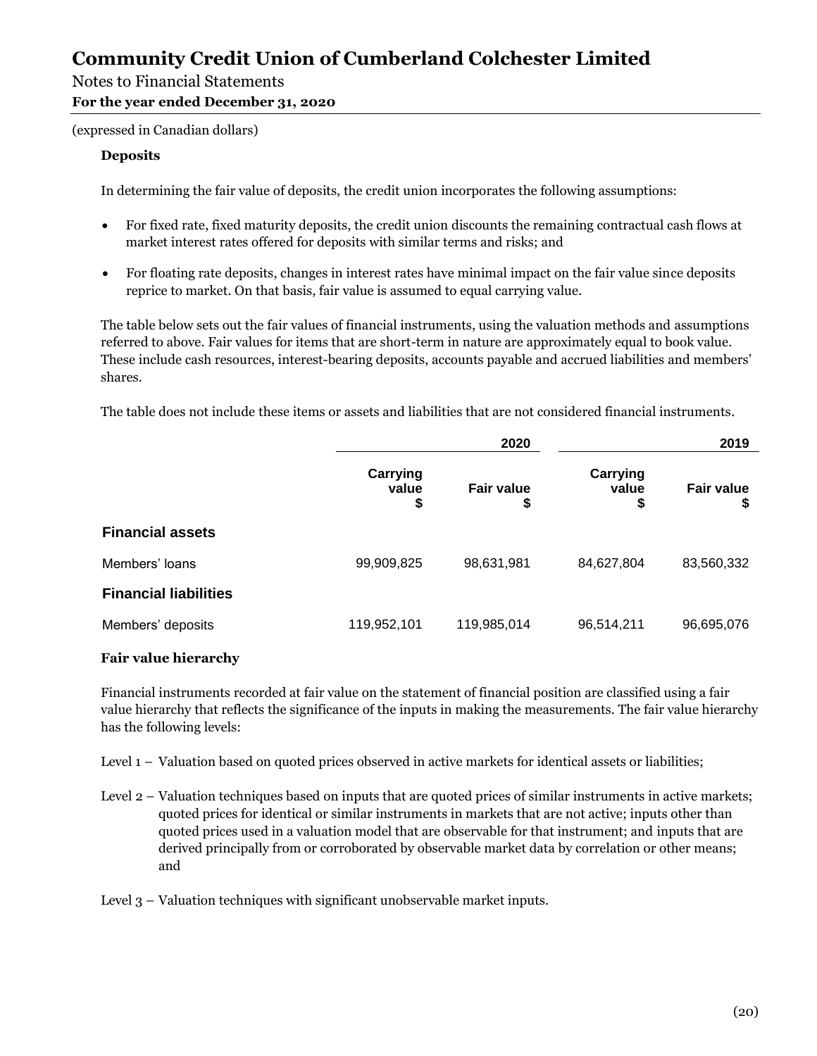**Deposits**

In determining the fair value of deposits, the credit union incorporates the following assumptions:

- For fixed rate, fixed maturity deposits, the credit union discounts the remaining contractual cash flows at market interest rates offered for deposits with similar terms and risks; and
- For floating rate deposits, changes in interest rates have minimal impact on the fair value since deposits reprice to market. On that basis, fair value is assumed to equal carrying value.

The table below sets out the fair values of financial instruments, using the valuation methods and assumptions referred to above. Fair values for items that are short-term in nature are approximately equal to book value. These include cash resources, interest-bearing deposits, accounts payable and accrued liabilities and members' shares.

The table does not include these items or assets and liabilities that are not considered financial instruments.

| | 2020 | | 2019 | |
|---|---|---|---|---|
| | Carrying value $ | Fair value $ | Carrying value $ | Fair value $ |
| **Financial assets** | | | | |
| Members' loans | 99,909,825 | 98,631,981 | 84,627,804 | 83,560,332 |
| **Financial liabilities** | | | | |
| Members' deposits | 119,952,101 | 119,985,014 | 96,514,211 | 96,695,076 |

**Fair value hierarchy**

Financial instruments recorded at fair value on the statement of financial position are classified using a fair value hierarchy that reflects the significance of the inputs in making the measurements. The fair value hierarchy has the following levels:

Level 1 – Valuation based on quoted prices observed in active markets for identical assets or liabilities;

Level 2 – Valuation techniques based on inputs that are quoted prices of similar instruments in active markets; quoted prices for identical or similar instruments in markets that are not active; inputs other than quoted prices used in a valuation model that are observable for that instrument; and inputs that are derived principally from or corroborated by observable market data by correlation or other means; and

Level 3 – Valuation techniques with significant unobservable market inputs.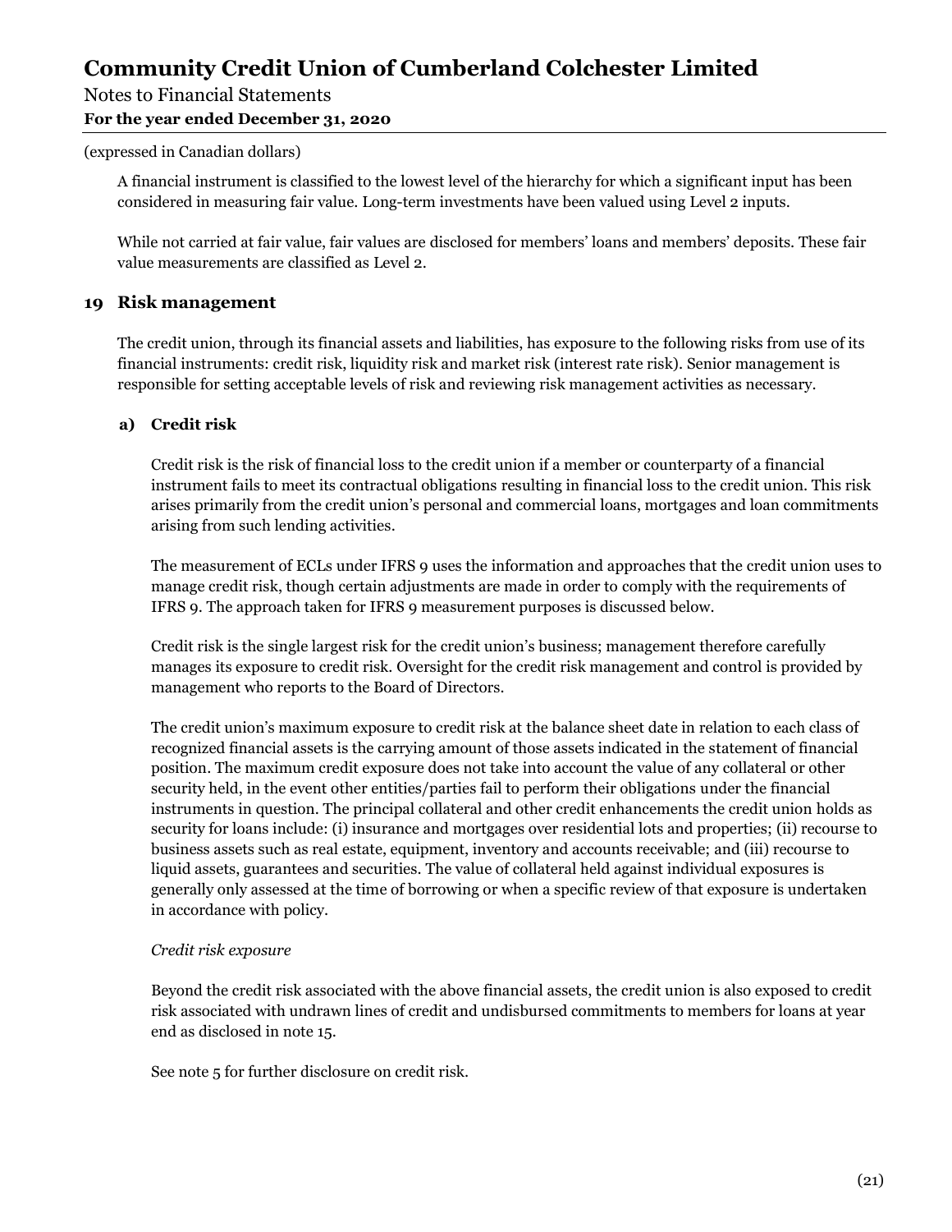(expressed in Canadian dollars)

A financial instrument is classified to the lowest level of the hierarchy for which a significant input has been considered in measuring fair value. Long-term investments have been valued using Level 2 inputs.

While not carried at fair value, fair values are disclosed for members' loans and members' deposits. These fair value measurements are classified as Level 2.

## 19 Risk management

The credit union, through its financial assets and liabilities, has exposure to the following risks from use of its financial instruments: credit risk, liquidity risk and market risk (interest rate risk). Senior management is responsible for setting acceptable levels of risk and reviewing risk management activities as necessary.

### a) Credit risk

Credit risk is the risk of financial loss to the credit union if a member or counterparty of a financial instrument fails to meet its contractual obligations resulting in financial loss to the credit union. This risk arises primarily from the credit union's personal and commercial loans, mortgages and loan commitments arising from such lending activities.

The measurement of ECLs under IFRS 9 uses the information and approaches that the credit union uses to manage credit risk, though certain adjustments are made in order to comply with the requirements of IFRS 9. The approach taken for IFRS 9 measurement purposes is discussed below.

Credit risk is the single largest risk for the credit union's business; management therefore carefully manages its exposure to credit risk. Oversight for the credit risk management and control is provided by management who reports to the Board of Directors.

The credit union's maximum exposure to credit risk at the balance sheet date in relation to each class of recognized financial assets is the carrying amount of those assets indicated in the statement of financial position. The maximum credit exposure does not take into account the value of any collateral or other security held, in the event other entities/parties fail to perform their obligations under the financial instruments in question. The principal collateral and other credit enhancements the credit union holds as security for loans include: (i) insurance and mortgages over residential lots and properties; (ii) recourse to business assets such as real estate, equipment, inventory and accounts receivable; and (iii) recourse to liquid assets, guarantees and securities. The value of collateral held against individual exposures is generally only assessed at the time of borrowing or when a specific review of that exposure is undertaken in accordance with policy.

*Credit risk exposure*

Beyond the credit risk associated with the above financial assets, the credit union is also exposed to credit risk associated with undrawn lines of credit and undisbursed commitments to members for loans at year end as disclosed in note 15.

See note 5 for further disclosure on credit risk.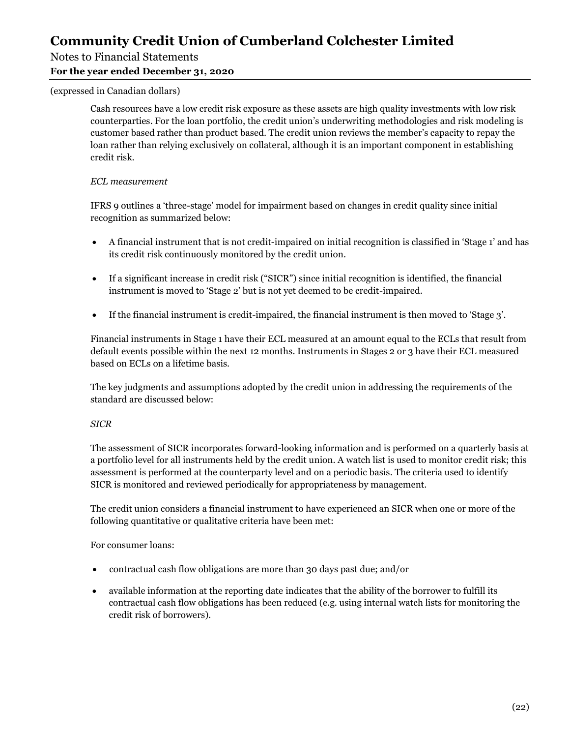Cash resources have a low credit risk exposure as these assets are high quality investments with low risk counterparties. For the loan portfolio, the credit union's underwriting methodologies and risk modeling is customer based rather than product based. The credit union reviews the member's capacity to repay the loan rather than relying exclusively on collateral, although it is an important component in establishing credit risk.

*ECL measurement*

IFRS 9 outlines a 'three-stage' model for impairment based on changes in credit quality since initial recognition as summarized below:

- A financial instrument that is not credit-impaired on initial recognition is classified in 'Stage 1' and has its credit risk continuously monitored by the credit union.
- If a significant increase in credit risk ("SICR") since initial recognition is identified, the financial instrument is moved to 'Stage 2' but is not yet deemed to be credit-impaired.
- If the financial instrument is credit-impaired, the financial instrument is then moved to 'Stage 3'.

Financial instruments in Stage 1 have their ECL measured at an amount equal to the ECLs that result from default events possible within the next 12 months. Instruments in Stages 2 or 3 have their ECL measured based on ECLs on a lifetime basis.

The key judgments and assumptions adopted by the credit union in addressing the requirements of the standard are discussed below:

*SICR*

The assessment of SICR incorporates forward-looking information and is performed on a quarterly basis at a portfolio level for all instruments held by the credit union. A watch list is used to monitor credit risk; this assessment is performed at the counterparty level and on a periodic basis. The criteria used to identify SICR is monitored and reviewed periodically for appropriateness by management.

The credit union considers a financial instrument to have experienced an SICR when one or more of the following quantitative or qualitative criteria have been met:

For consumer loans:

- contractual cash flow obligations are more than 30 days past due; and/or
- available information at the reporting date indicates that the ability of the borrower to fulfill its contractual cash flow obligations has been reduced (e.g. using internal watch lists for monitoring the credit risk of borrowers).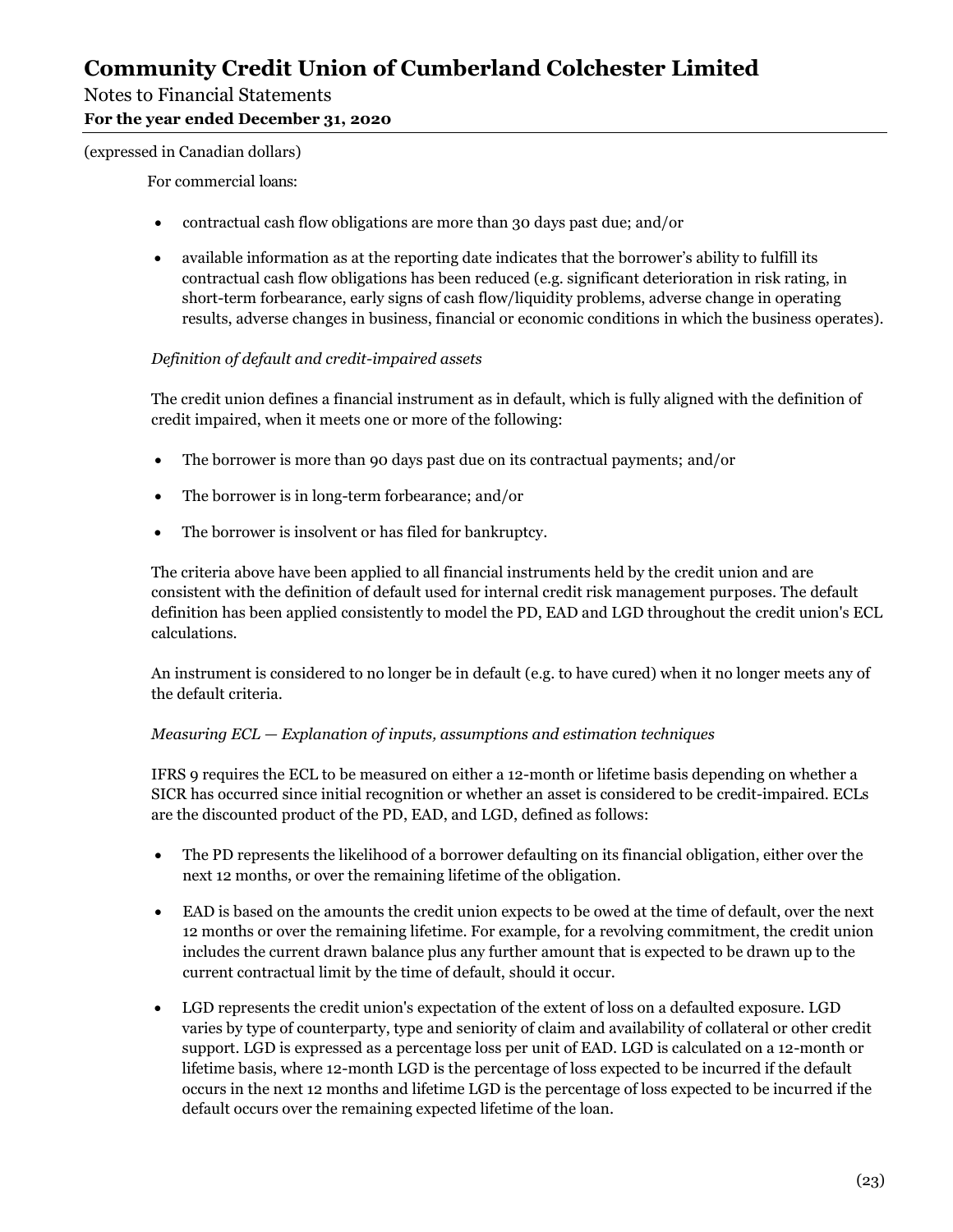For commercial loans:

- contractual cash flow obligations are more than 30 days past due; and/or
- available information as at the reporting date indicates that the borrower's ability to fulfill its contractual cash flow obligations has been reduced (e.g. significant deterioration in risk rating, in short-term forbearance, early signs of cash flow/liquidity problems, adverse change in operating results, adverse changes in business, financial or economic conditions in which the business operates).

*Definition of default and credit-impaired assets*

The credit union defines a financial instrument as in default, which is fully aligned with the definition of credit impaired, when it meets one or more of the following:

- The borrower is more than 90 days past due on its contractual payments; and/or
- The borrower is in long-term forbearance; and/or
- The borrower is insolvent or has filed for bankruptcy.

The criteria above have been applied to all financial instruments held by the credit union and are consistent with the definition of default used for internal credit risk management purposes. The default definition has been applied consistently to model the PD, EAD and LGD throughout the credit union's ECL calculations.

An instrument is considered to no longer be in default (e.g. to have cured) when it no longer meets any of the default criteria.

*Measuring ECL — Explanation of inputs, assumptions and estimation techniques*

IFRS 9 requires the ECL to be measured on either a 12-month or lifetime basis depending on whether a SICR has occurred since initial recognition or whether an asset is considered to be credit-impaired. ECLs are the discounted product of the PD, EAD, and LGD, defined as follows:

- The PD represents the likelihood of a borrower defaulting on its financial obligation, either over the next 12 months, or over the remaining lifetime of the obligation.
- EAD is based on the amounts the credit union expects to be owed at the time of default, over the next 12 months or over the remaining lifetime. For example, for a revolving commitment, the credit union includes the current drawn balance plus any further amount that is expected to be drawn up to the current contractual limit by the time of default, should it occur.
- LGD represents the credit union's expectation of the extent of loss on a defaulted exposure. LGD varies by type of counterparty, type and seniority of claim and availability of collateral or other credit support. LGD is expressed as a percentage loss per unit of EAD. LGD is calculated on a 12-month or lifetime basis, where 12-month LGD is the percentage of loss expected to be incurred if the default occurs in the next 12 months and lifetime LGD is the percentage of loss expected to be incurred if the default occurs over the remaining expected lifetime of the loan.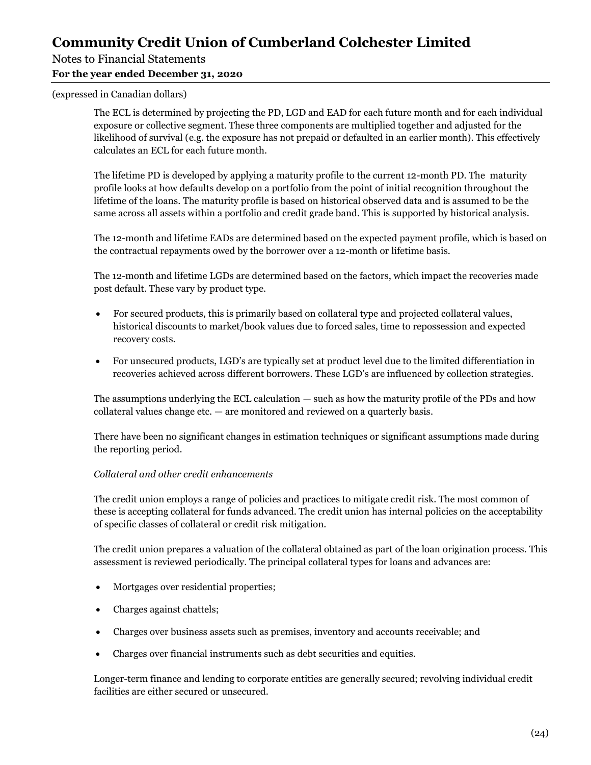(expressed in Canadian dollars)

The ECL is determined by projecting the PD, LGD and EAD for each future month and for each individual exposure or collective segment. These three components are multiplied together and adjusted for the likelihood of survival (e.g. the exposure has not prepaid or defaulted in an earlier month). This effectively calculates an ECL for each future month.

The lifetime PD is developed by applying a maturity profile to the current 12-month PD. The maturity profile looks at how defaults develop on a portfolio from the point of initial recognition throughout the lifetime of the loans. The maturity profile is based on historical observed data and is assumed to be the same across all assets within a portfolio and credit grade band. This is supported by historical analysis.

The 12-month and lifetime EADs are determined based on the expected payment profile, which is based on the contractual repayments owed by the borrower over a 12-month or lifetime basis.

The 12-month and lifetime LGDs are determined based on the factors, which impact the recoveries made post default. These vary by product type.

- For secured products, this is primarily based on collateral type and projected collateral values, historical discounts to market/book values due to forced sales, time to repossession and expected recovery costs.
- For unsecured products, LGD's are typically set at product level due to the limited differentiation in recoveries achieved across different borrowers. These LGD's are influenced by collection strategies.

The assumptions underlying the ECL calculation — such as how the maturity profile of the PDs and how collateral values change etc. — are monitored and reviewed on a quarterly basis.

There have been no significant changes in estimation techniques or significant assumptions made during the reporting period.

*Collateral and other credit enhancements*

The credit union employs a range of policies and practices to mitigate credit risk. The most common of these is accepting collateral for funds advanced. The credit union has internal policies on the acceptability of specific classes of collateral or credit risk mitigation.

The credit union prepares a valuation of the collateral obtained as part of the loan origination process. This assessment is reviewed periodically. The principal collateral types for loans and advances are:

- Mortgages over residential properties;
- Charges against chattels;
- Charges over business assets such as premises, inventory and accounts receivable; and
- Charges over financial instruments such as debt securities and equities.

Longer-term finance and lending to corporate entities are generally secured; revolving individual credit facilities are either secured or unsecured.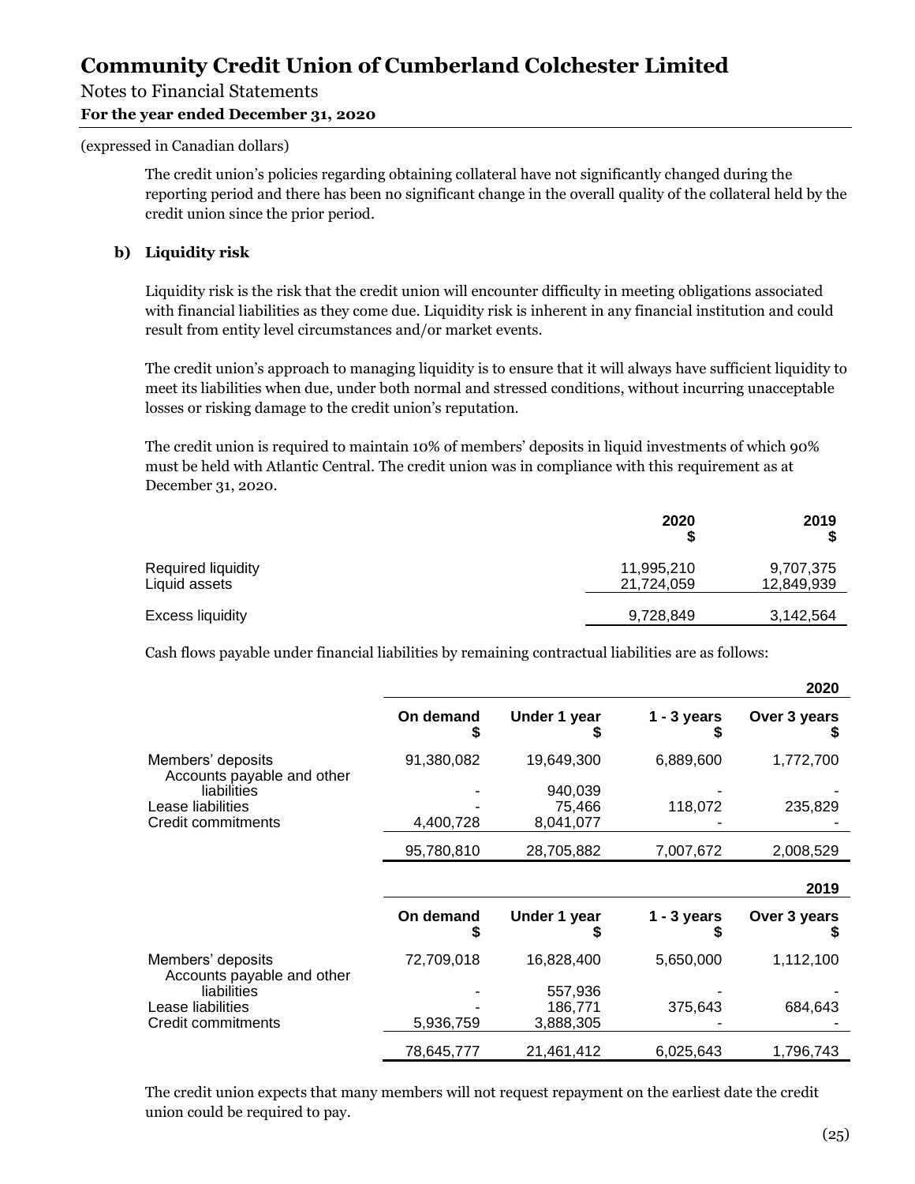(expressed in Canadian dollars)

The credit union's policies regarding obtaining collateral have not significantly changed during the reporting period and there has been no significant change in the overall quality of the collateral held by the credit union since the prior period.

**b) Liquidity risk**

Liquidity risk is the risk that the credit union will encounter difficulty in meeting obligations associated with financial liabilities as they come due. Liquidity risk is inherent in any financial institution and could result from entity level circumstances and/or market events.

The credit union's approach to managing liquidity is to ensure that it will always have sufficient liquidity to meet its liabilities when due, under both normal and stressed conditions, without incurring unacceptable losses or risking damage to the credit union's reputation.

The credit union is required to maintain 10% of members' deposits in liquid investments of which 90% must be held with Atlantic Central. The credit union was in compliance with this requirement as at December 31, 2020.

| | 2020<br>$ | 2019<br>$ |
|---|---|---|
| Required liquidity | 11,995,210 | 9,707,375 |
| Liquid assets | 21,724,059 | 12,849,939 |
| Excess liquidity | 9,728,849 | 3,142,564 |

Cash flows payable under financial liabilities by remaining contractual liabilities are as follows:

| | | | | 2020 |
|---|---|---|---|---|
| | On demand<br>$ | Under 1 year<br>$ | 1 - 3 years<br>$ | Over 3 years<br>$ |
| Members' deposits | 91,380,082 | 19,649,300 | 6,889,600 | 1,772,700 |
| Accounts payable and other liabilities | - | 940,039 | - | - |
| Lease liabilities | - | 75,466 | 118,072 | 235,829 |
| Credit commitments | 4,400,728 | 8,041,077 | - | - |
| | 95,780,810 | 28,705,882 | 7,007,672 | 2,008,529 |

| | | | | 2019 |
|---|---|---|---|---|
| | On demand<br>$ | Under 1 year<br>$ | 1 - 3 years<br>$ | Over 3 years<br>$ |
| Members' deposits | 72,709,018 | 16,828,400 | 5,650,000 | 1,112,100 |
| Accounts payable and other liabilities | - | 557,936 | - | - |
| Lease liabilities | - | 186,771 | 375,643 | 684,643 |
| Credit commitments | 5,936,759 | 3,888,305 | - | - |
| | 78,645,777 | 21,461,412 | 6,025,643 | 1,796,743 |

The credit union expects that many members will not request repayment on the earliest date the credit union could be required to pay.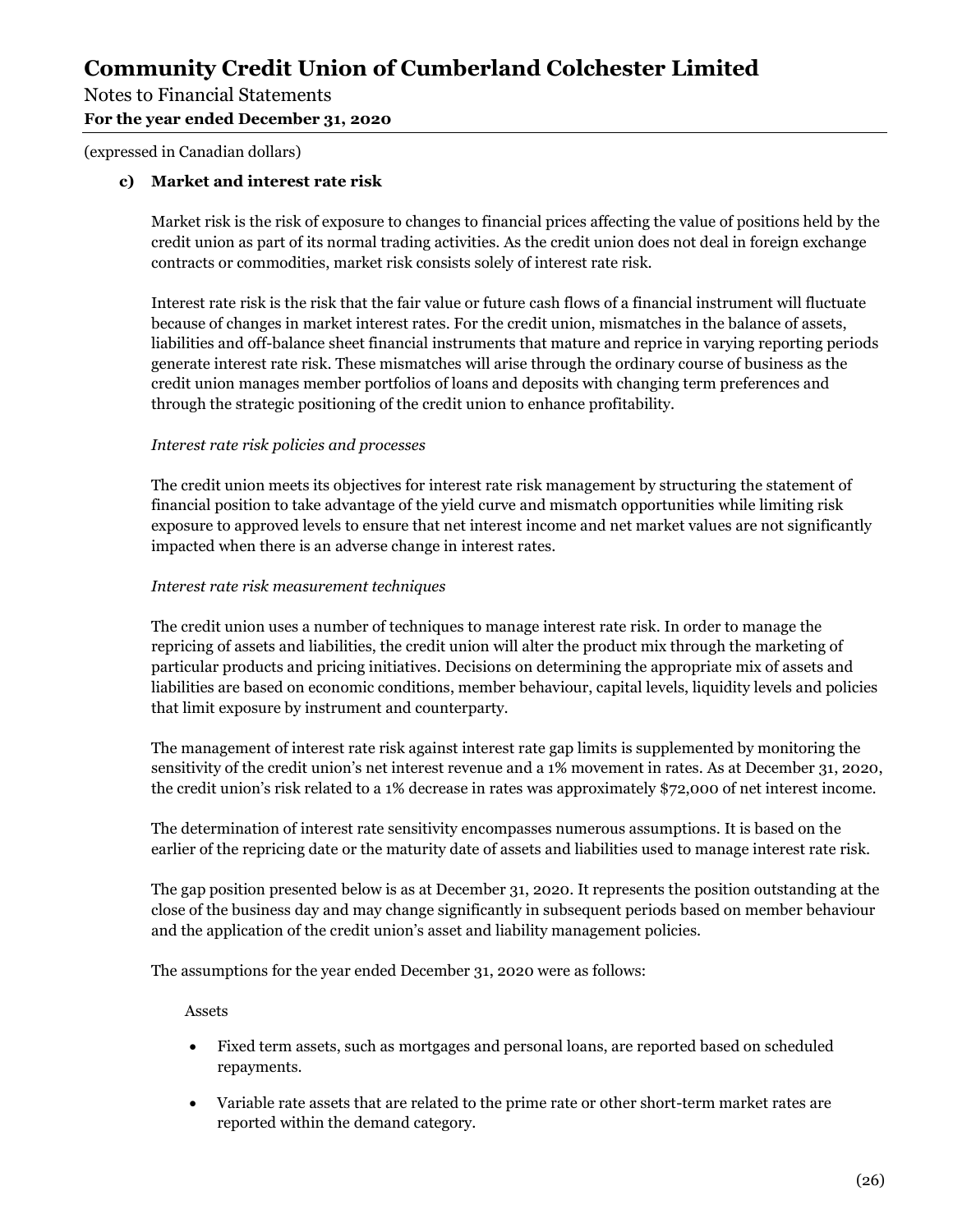#### c) Market and interest rate risk

Market risk is the risk of exposure to changes to financial prices affecting the value of positions held by the credit union as part of its normal trading activities. As the credit union does not deal in foreign exchange contracts or commodities, market risk consists solely of interest rate risk.

Interest rate risk is the risk that the fair value or future cash flows of a financial instrument will fluctuate because of changes in market interest rates. For the credit union, mismatches in the balance of assets, liabilities and off-balance sheet financial instruments that mature and reprice in varying reporting periods generate interest rate risk. These mismatches will arise through the ordinary course of business as the credit union manages member portfolios of loans and deposits with changing term preferences and through the strategic positioning of the credit union to enhance profitability.

*Interest rate risk policies and processes*

The credit union meets its objectives for interest rate risk management by structuring the statement of financial position to take advantage of the yield curve and mismatch opportunities while limiting risk exposure to approved levels to ensure that net interest income and net market values are not significantly impacted when there is an adverse change in interest rates.

*Interest rate risk measurement techniques*

The credit union uses a number of techniques to manage interest rate risk. In order to manage the repricing of assets and liabilities, the credit union will alter the product mix through the marketing of particular products and pricing initiatives. Decisions on determining the appropriate mix of assets and liabilities are based on economic conditions, member behaviour, capital levels, liquidity levels and policies that limit exposure by instrument and counterparty.

The management of interest rate risk against interest rate gap limits is supplemented by monitoring the sensitivity of the credit union's net interest revenue and a 1% movement in rates. As at December 31, 2020, the credit union's risk related to a 1% decrease in rates was approximately $72,000 of net interest income.

The determination of interest rate sensitivity encompasses numerous assumptions. It is based on the earlier of the repricing date or the maturity date of assets and liabilities used to manage interest rate risk.

The gap position presented below is as at December 31, 2020. It represents the position outstanding at the close of the business day and may change significantly in subsequent periods based on member behaviour and the application of the credit union's asset and liability management policies.

The assumptions for the year ended December 31, 2020 were as follows:

Assets

- Fixed term assets, such as mortgages and personal loans, are reported based on scheduled repayments.
- Variable rate assets that are related to the prime rate or other short-term market rates are reported within the demand category.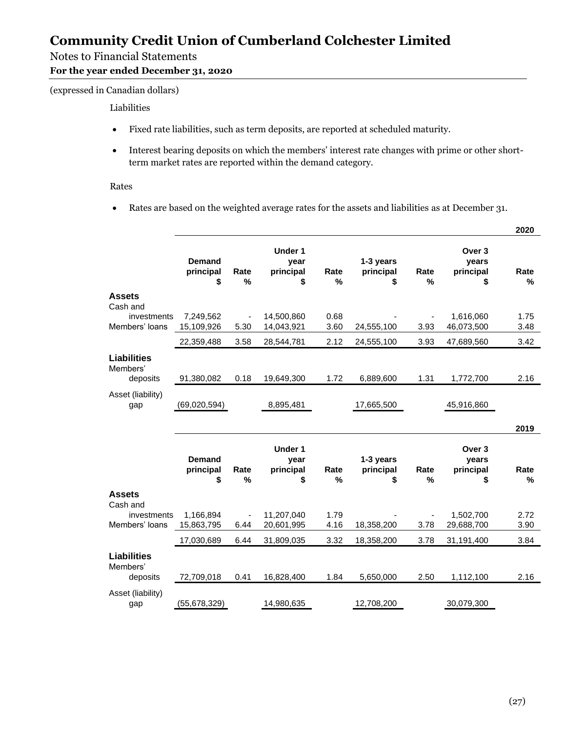# Community Credit Union of Cumberland Colchester Limited

Notes to Financial Statements

**For the year ended December 31, 2020**

(expressed in Canadian dollars)

Liabilities

- Fixed rate liabilities, such as term deposits, are reported at scheduled maturity.
- Interest bearing deposits on which the members' interest rate changes with prime or other short-term market rates are reported within the demand category.

Rates

- Rates are based on the weighted average rates for the assets and liabilities as at December 31.

**2020**

| | Demand principal $ | Rate % | Under 1 year principal $ | Rate % | 1-3 years principal $ | Rate % | Over 3 years principal $ | Rate % |
|---|---|---|---|---|---|---|---|---|
| **Assets** | | | | | | | | |
| Cash and investments | 7,249,562 | - | 14,500,860 | 0.68 | - | - | 1,616,060 | 1.75 |
| Members' loans | 15,109,926 | 5.30 | 14,043,921 | 3.60 | 24,555,100 | 3.93 | 46,073,500 | 3.48 |
| | 22,359,488 | 3.58 | 28,544,781 | 2.12 | 24,555,100 | 3.93 | 47,689,560 | 3.42 |
| **Liabilities** | | | | | | | | |
| Members' deposits | 91,380,082 | 0.18 | 19,649,300 | 1.72 | 6,889,600 | 1.31 | 1,772,700 | 2.16 |
| Asset (liability) gap | (69,020,594) | | 8,895,481 | | 17,665,500 | | 45,916,860 | |

**2019**

| | Demand principal $ | Rate % | Under 1 year principal $ | Rate % | 1-3 years principal $ | Rate % | Over 3 years principal $ | Rate % |
|---|---|---|---|---|---|---|---|---|
| **Assets** | | | | | | | | |
| Cash and investments | 1,166,894 | - | 11,207,040 | 1.79 | - | - | 1,502,700 | 2.72 |
| Members' loans | 15,863,795 | 6.44 | 20,601,995 | 4.16 | 18,358,200 | 3.78 | 29,688,700 | 3.90 |
| | 17,030,689 | 6.44 | 31,809,035 | 3.32 | 18,358,200 | 3.78 | 31,191,400 | 3.84 |
| **Liabilities** | | | | | | | | |
| Members' deposits | 72,709,018 | 0.41 | 16,828,400 | 1.84 | 5,650,000 | 2.50 | 1,112,100 | 2.16 |
| Asset (liability) gap | (55,678,329) | | 14,980,635 | | 12,708,200 | | 30,079,300 | |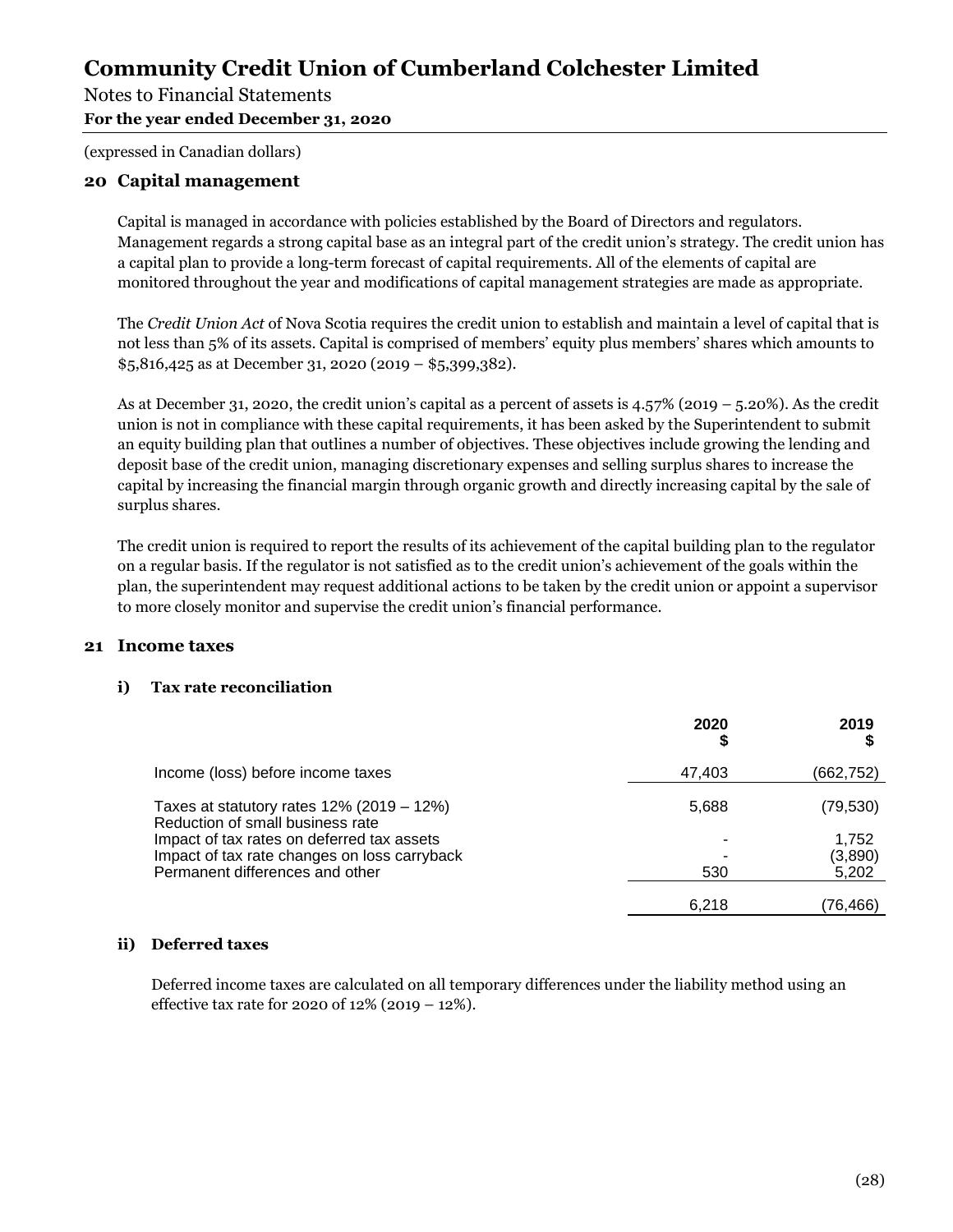# Community Credit Union of Cumberland Colchester Limited

Notes to Financial Statements

**For the year ended December 31, 2020**

(expressed in Canadian dollars)

## 20 Capital management

Capital is managed in accordance with policies established by the Board of Directors and regulators. Management regards a strong capital base as an integral part of the credit union's strategy. The credit union has a capital plan to provide a long-term forecast of capital requirements. All of the elements of capital are monitored throughout the year and modifications of capital management strategies are made as appropriate.

The *Credit Union Act* of Nova Scotia requires the credit union to establish and maintain a level of capital that is not less than 5% of its assets. Capital is comprised of members' equity plus members' shares which amounts to $5,816,425 as at December 31, 2020 (2019 – $5,399,382).

As at December 31, 2020, the credit union's capital as a percent of assets is 4.57% (2019 – 5.20%). As the credit union is not in compliance with these capital requirements, it has been asked by the Superintendent to submit an equity building plan that outlines a number of objectives. These objectives include growing the lending and deposit base of the credit union, managing discretionary expenses and selling surplus shares to increase the capital by increasing the financial margin through organic growth and directly increasing capital by the sale of surplus shares.

The credit union is required to report the results of its achievement of the capital building plan to the regulator on a regular basis. If the regulator is not satisfied as to the credit union's achievement of the goals within the plan, the superintendent may request additional actions to be taken by the credit union or appoint a supervisor to more closely monitor and supervise the credit union's financial performance.

## 21 Income taxes

### i) Tax rate reconciliation

| | 2020<br>$ | 2019<br>$ |
|---|---|---|
| Income (loss) before income taxes | 47,403 | (662,752) |
| Taxes at statutory rates 12% (2019 – 12%) | 5,688 | (79,530) |
| Reduction of small business rate | | |
| Impact of tax rates on deferred tax assets | - | 1,752 |
| Impact of tax rate changes on loss carryback | - | (3,890) |
| Permanent differences and other | 530 | 5,202 |
| | 6,218 | (76,466) |

### ii) Deferred taxes

Deferred income taxes are calculated on all temporary differences under the liability method using an effective tax rate for 2020 of 12% (2019 – 12%).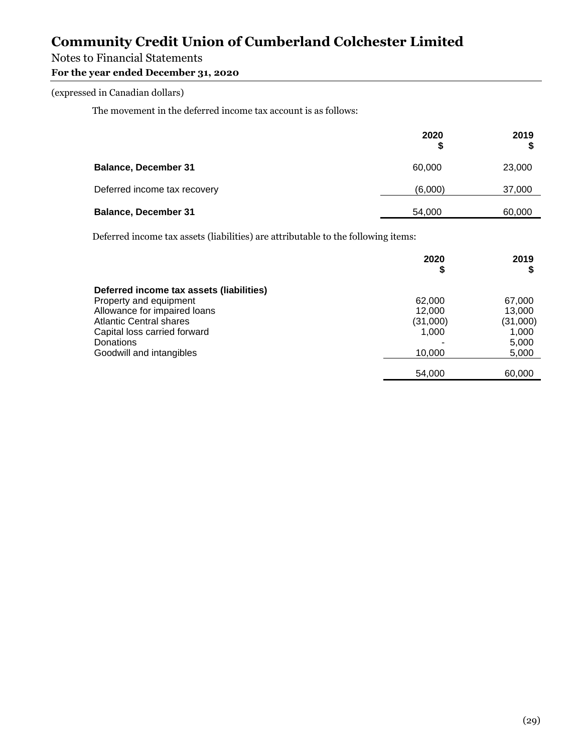# Community Credit Union of Cumberland Colchester Limited

Notes to Financial Statements

**For the year ended December 31, 2020**

(expressed in Canadian dollars)

The movement in the deferred income tax account is as follows:

| | 2020 $ | 2019 $ |
|---|---|---|
| **Balance, December 31** | 60,000 | 23,000 |
| Deferred income tax recovery | (6,000) | 37,000 |
| **Balance, December 31** | 54,000 | 60,000 |

Deferred income tax assets (liabilities) are attributable to the following items:

| | 2020 $ | 2019 $ |
|---|---|---|
| **Deferred income tax assets (liabilities)** | | |
| Property and equipment | 62,000 | 67,000 |
| Allowance for impaired loans | 12,000 | 13,000 |
| Atlantic Central shares | (31,000) | (31,000) |
| Capital loss carried forward | 1,000 | 1,000 |
| Donations | - | 5,000 |
| Goodwill and intangibles | 10,000 | 5,000 |
| | 54,000 | 60,000 |